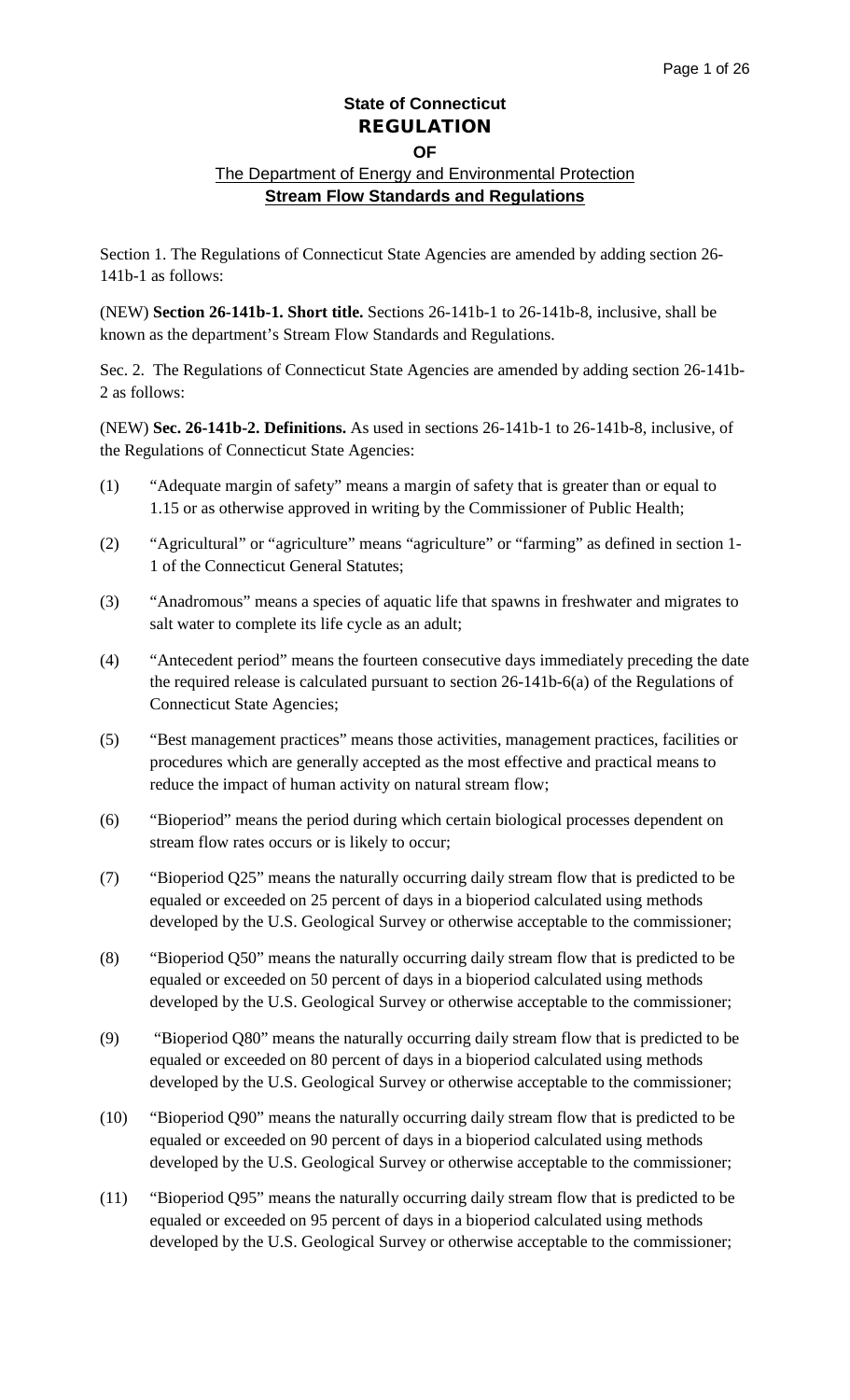**State of Connecticut**
**REGULATION**
**OF**
The Department of Energy and Environmental Protection
**Stream Flow Standards and Regulations**

Section 1. The Regulations of Connecticut State Agencies are amended by adding section 26-141b-1 as follows:

(NEW) **Section 26-141b-1. Short title.** Sections 26-141b-1 to 26-141b-8, inclusive, shall be known as the department's Stream Flow Standards and Regulations.

Sec. 2. The Regulations of Connecticut State Agencies are amended by adding section 26-141b-2 as follows:

(NEW) **Sec. 26-141b-2. Definitions.** As used in sections 26-141b-1 to 26-141b-8, inclusive, of the Regulations of Connecticut State Agencies:

(1) "Adequate margin of safety" means a margin of safety that is greater than or equal to 1.15 or as otherwise approved in writing by the Commissioner of Public Health;

(2) "Agricultural" or "agriculture" means "agriculture" or "farming" as defined in section 1-1 of the Connecticut General Statutes;

(3) "Anadromous" means a species of aquatic life that spawns in freshwater and migrates to salt water to complete its life cycle as an adult;

(4) "Antecedent period" means the fourteen consecutive days immediately preceding the date the required release is calculated pursuant to section 26-141b-6(a) of the Regulations of Connecticut State Agencies;

(5) "Best management practices" means those activities, management practices, facilities or procedures which are generally accepted as the most effective and practical means to reduce the impact of human activity on natural stream flow;

(6) "Bioperiod" means the period during which certain biological processes dependent on stream flow rates occurs or is likely to occur;

(7) "Bioperiod Q25" means the naturally occurring daily stream flow that is predicted to be equaled or exceeded on 25 percent of days in a bioperiod calculated using methods developed by the U.S. Geological Survey or otherwise acceptable to the commissioner;

(8) "Bioperiod Q50" means the naturally occurring daily stream flow that is predicted to be equaled or exceeded on 50 percent of days in a bioperiod calculated using methods developed by the U.S. Geological Survey or otherwise acceptable to the commissioner;

(9) "Bioperiod Q80" means the naturally occurring daily stream flow that is predicted to be equaled or exceeded on 80 percent of days in a bioperiod calculated using methods developed by the U.S. Geological Survey or otherwise acceptable to the commissioner;

(10) "Bioperiod Q90" means the naturally occurring daily stream flow that is predicted to be equaled or exceeded on 90 percent of days in a bioperiod calculated using methods developed by the U.S. Geological Survey or otherwise acceptable to the commissioner;

(11) "Bioperiod Q95" means the naturally occurring daily stream flow that is predicted to be equaled or exceeded on 95 percent of days in a bioperiod calculated using methods developed by the U.S. Geological Survey or otherwise acceptable to the commissioner;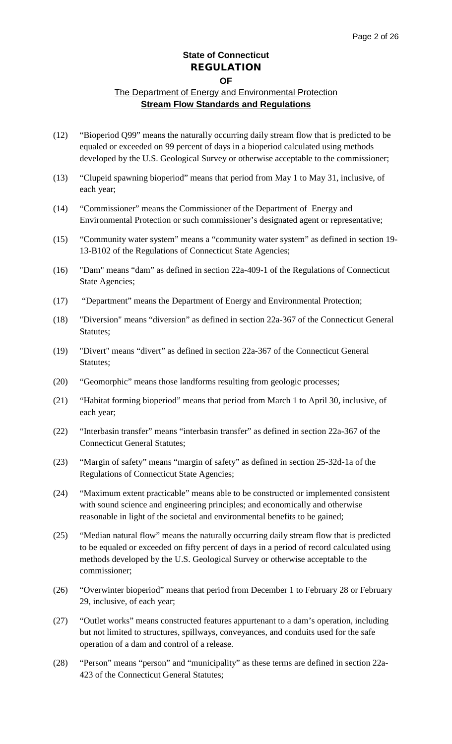**State of Connecticut**
**REGULATION**
**OF**
The Department of Energy and Environmental Protection
**Stream Flow Standards and Regulations**

(12) "Bioperiod Q99" means the naturally occurring daily stream flow that is predicted to be equaled or exceeded on 99 percent of days in a bioperiod calculated using methods developed by the U.S. Geological Survey or otherwise acceptable to the commissioner;

(13) "Clupeid spawning bioperiod" means that period from May 1 to May 31, inclusive, of each year;

(14) "Commissioner" means the Commissioner of the Department of Energy and Environmental Protection or such commissioner's designated agent or representative;

(15) "Community water system" means a "community water system" as defined in section 19-13-B102 of the Regulations of Connecticut State Agencies;

(16) "Dam" means "dam" as defined in section 22a-409-1 of the Regulations of Connecticut State Agencies;

(17) "Department" means the Department of Energy and Environmental Protection;

(18) "Diversion" means "diversion" as defined in section 22a-367 of the Connecticut General Statutes;

(19) "Divert" means "divert" as defined in section 22a-367 of the Connecticut General Statutes;

(20) "Geomorphic" means those landforms resulting from geologic processes;

(21) "Habitat forming bioperiod" means that period from March 1 to April 30, inclusive, of each year;

(22) "Interbasin transfer" means "interbasin transfer" as defined in section 22a-367 of the Connecticut General Statutes;

(23) "Margin of safety" means "margin of safety" as defined in section 25-32d-1a of the Regulations of Connecticut State Agencies;

(24) "Maximum extent practicable" means able to be constructed or implemented consistent with sound science and engineering principles; and economically and otherwise reasonable in light of the societal and environmental benefits to be gained;

(25) "Median natural flow" means the naturally occurring daily stream flow that is predicted to be equaled or exceeded on fifty percent of days in a period of record calculated using methods developed by the U.S. Geological Survey or otherwise acceptable to the commissioner;

(26) "Overwinter bioperiod" means that period from December 1 to February 28 or February 29, inclusive, of each year;

(27) "Outlet works" means constructed features appurtenant to a dam's operation, including but not limited to structures, spillways, conveyances, and conduits used for the safe operation of a dam and control of a release.

(28) "Person" means "person" and "municipality" as these terms are defined in section 22a-423 of the Connecticut General Statutes;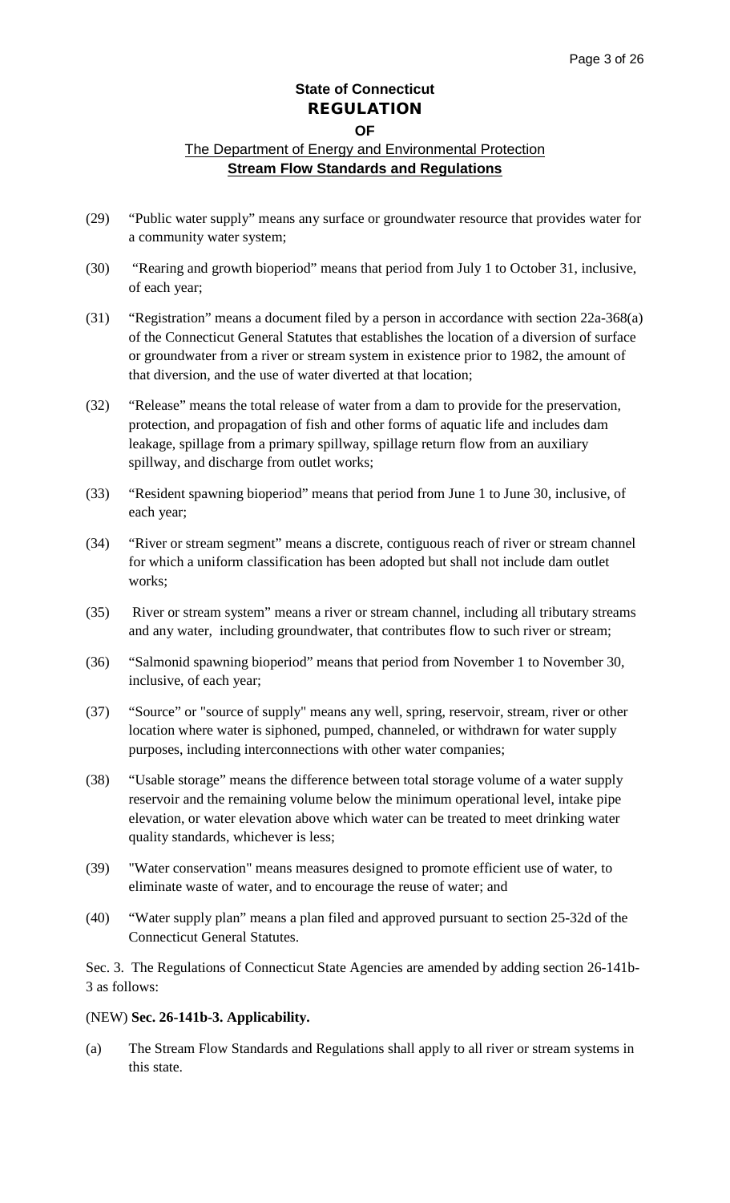(29) "Public water supply" means any surface or groundwater resource that provides water for a community water system;

(30) "Rearing and growth bioperiod" means that period from July 1 to October 31, inclusive, of each year;

(31) "Registration" means a document filed by a person in accordance with section 22a-368(a) of the Connecticut General Statutes that establishes the location of a diversion of surface or groundwater from a river or stream system in existence prior to 1982, the amount of that diversion, and the use of water diverted at that location;

(32) "Release" means the total release of water from a dam to provide for the preservation, protection, and propagation of fish and other forms of aquatic life and includes dam leakage, spillage from a primary spillway, spillage return flow from an auxiliary spillway, and discharge from outlet works;

(33) "Resident spawning bioperiod" means that period from June 1 to June 30, inclusive, of each year;

(34) "River or stream segment" means a discrete, contiguous reach of river or stream channel for which a uniform classification has been adopted but shall not include dam outlet works;

(35) River or stream system" means a river or stream channel, including all tributary streams and any water, including groundwater, that contributes flow to such river or stream;

(36) "Salmonid spawning bioperiod" means that period from November 1 to November 30, inclusive, of each year;

(37) "Source" or "source of supply" means any well, spring, reservoir, stream, river or other location where water is siphoned, pumped, channeled, or withdrawn for water supply purposes, including interconnections with other water companies;

(38) "Usable storage" means the difference between total storage volume of a water supply reservoir and the remaining volume below the minimum operational level, intake pipe elevation, or water elevation above which water can be treated to meet drinking water quality standards, whichever is less;

(39) "Water conservation" means measures designed to promote efficient use of water, to eliminate waste of water, and to encourage the reuse of water; and

(40) "Water supply plan" means a plan filed and approved pursuant to section 25-32d of the Connecticut General Statutes.

Sec. 3. The Regulations of Connecticut State Agencies are amended by adding section 26-141b-3 as follows:

(NEW) **Sec. 26-141b-3. Applicability.**

(a) The Stream Flow Standards and Regulations shall apply to all river or stream systems in this state.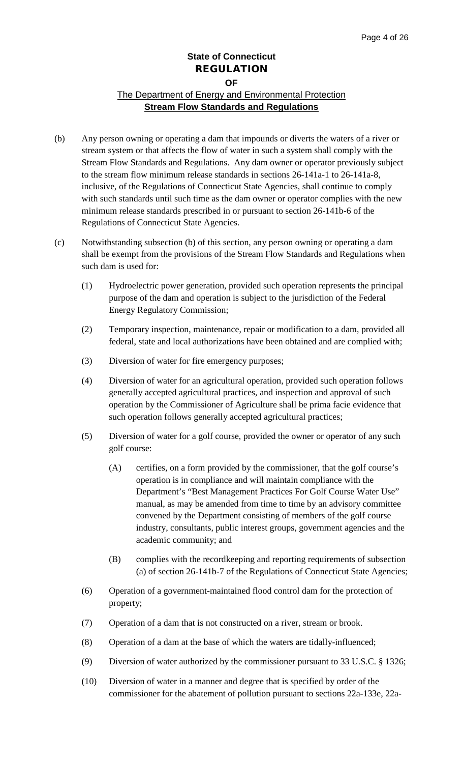**State of Connecticut**
**REGULATION**
**OF**
The Department of Energy and Environmental Protection
**Stream Flow Standards and Regulations**

(b) Any person owning or operating a dam that impounds or diverts the waters of a river or stream system or that affects the flow of water in such a system shall comply with the Stream Flow Standards and Regulations. Any dam owner or operator previously subject to the stream flow minimum release standards in sections 26-141a-1 to 26-141a-8, inclusive, of the Regulations of Connecticut State Agencies, shall continue to comply with such standards until such time as the dam owner or operator complies with the new minimum release standards prescribed in or pursuant to section 26-141b-6 of the Regulations of Connecticut State Agencies.

(c) Notwithstanding subsection (b) of this section, any person owning or operating a dam shall be exempt from the provisions of the Stream Flow Standards and Regulations when such dam is used for:

(1) Hydroelectric power generation, provided such operation represents the principal purpose of the dam and operation is subject to the jurisdiction of the Federal Energy Regulatory Commission;

(2) Temporary inspection, maintenance, repair or modification to a dam, provided all federal, state and local authorizations have been obtained and are complied with;

(3) Diversion of water for fire emergency purposes;

(4) Diversion of water for an agricultural operation, provided such operation follows generally accepted agricultural practices, and inspection and approval of such operation by the Commissioner of Agriculture shall be prima facie evidence that such operation follows generally accepted agricultural practices;

(5) Diversion of water for a golf course, provided the owner or operator of any such golf course:

(A) certifies, on a form provided by the commissioner, that the golf course's operation is in compliance and will maintain compliance with the Department's "Best Management Practices For Golf Course Water Use" manual, as may be amended from time to time by an advisory committee convened by the Department consisting of members of the golf course industry, consultants, public interest groups, government agencies and the academic community; and

(B) complies with the recordkeeping and reporting requirements of subsection (a) of section 26-141b-7 of the Regulations of Connecticut State Agencies;

(6) Operation of a government-maintained flood control dam for the protection of property;

(7) Operation of a dam that is not constructed on a river, stream or brook.

(8) Operation of a dam at the base of which the waters are tidally-influenced;

(9) Diversion of water authorized by the commissioner pursuant to 33 U.S.C. § 1326;

(10) Diversion of water in a manner and degree that is specified by order of the commissioner for the abatement of pollution pursuant to sections 22a-133e, 22a-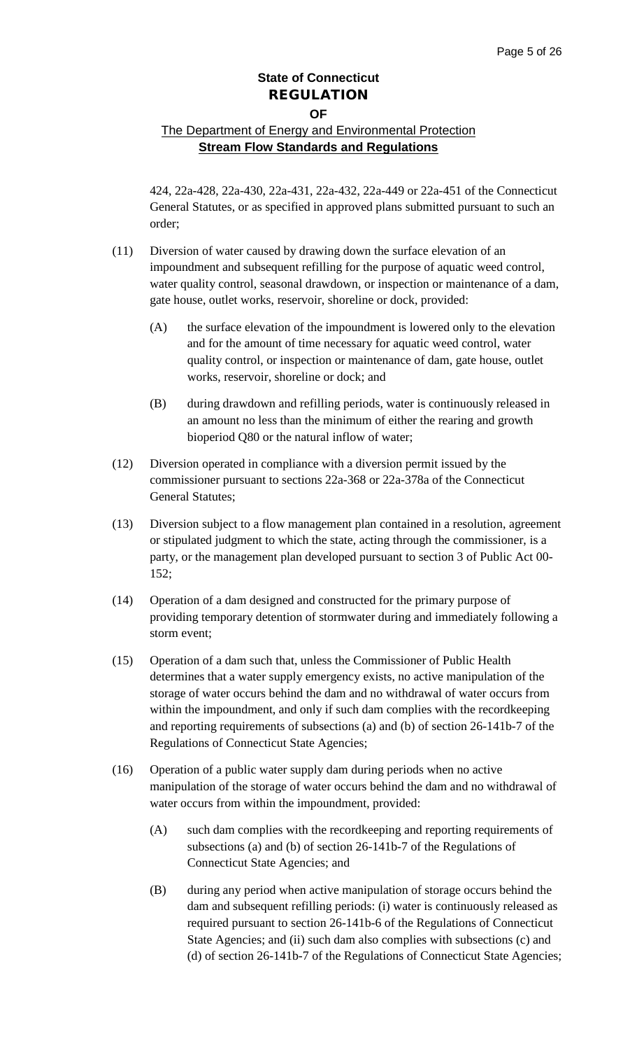424, 22a-428, 22a-430, 22a-431, 22a-432, 22a-449 or 22a-451 of the Connecticut General Statutes, or as specified in approved plans submitted pursuant to such an order;

(11) Diversion of water caused by drawing down the surface elevation of an impoundment and subsequent refilling for the purpose of aquatic weed control, water quality control, seasonal drawdown, or inspection or maintenance of a dam, gate house, outlet works, reservoir, shoreline or dock, provided:

(A) the surface elevation of the impoundment is lowered only to the elevation and for the amount of time necessary for aquatic weed control, water quality control, or inspection or maintenance of dam, gate house, outlet works, reservoir, shoreline or dock; and

(B) during drawdown and refilling periods, water is continuously released in an amount no less than the minimum of either the rearing and growth bioperiod Q80 or the natural inflow of water;

(12) Diversion operated in compliance with a diversion permit issued by the commissioner pursuant to sections 22a-368 or 22a-378a of the Connecticut General Statutes;

(13) Diversion subject to a flow management plan contained in a resolution, agreement or stipulated judgment to which the state, acting through the commissioner, is a party, or the management plan developed pursuant to section 3 of Public Act 00-152;

(14) Operation of a dam designed and constructed for the primary purpose of providing temporary detention of stormwater during and immediately following a storm event;

(15) Operation of a dam such that, unless the Commissioner of Public Health determines that a water supply emergency exists, no active manipulation of the storage of water occurs behind the dam and no withdrawal of water occurs from within the impoundment, and only if such dam complies with the recordkeeping and reporting requirements of subsections (a) and (b) of section 26-141b-7 of the Regulations of Connecticut State Agencies;

(16) Operation of a public water supply dam during periods when no active manipulation of the storage of water occurs behind the dam and no withdrawal of water occurs from within the impoundment, provided:

(A) such dam complies with the recordkeeping and reporting requirements of subsections (a) and (b) of section 26-141b-7 of the Regulations of Connecticut State Agencies; and

(B) during any period when active manipulation of storage occurs behind the dam and subsequent refilling periods: (i) water is continuously released as required pursuant to section 26-141b-6 of the Regulations of Connecticut State Agencies; and (ii) such dam also complies with subsections (c) and (d) of section 26-141b-7 of the Regulations of Connecticut State Agencies;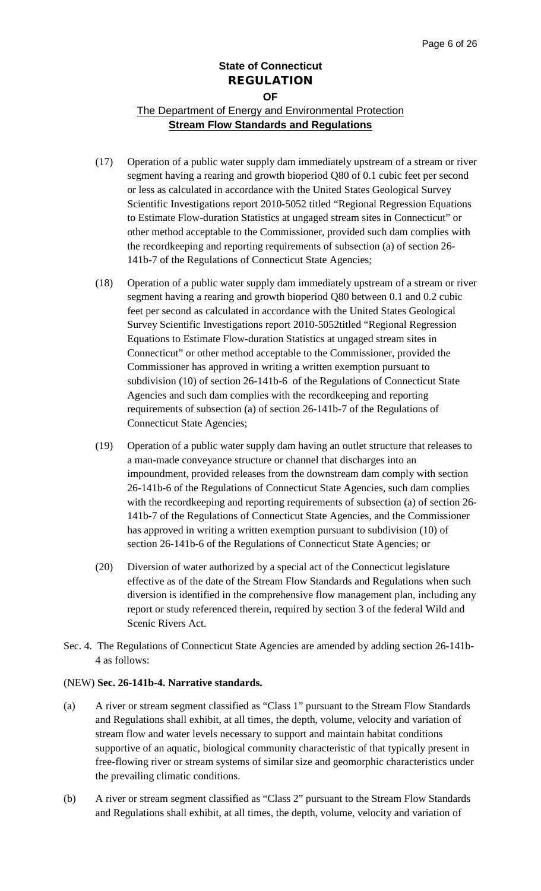**State of Connecticut**
**REGULATION**
**OF**
The Department of Energy and Environmental Protection
**Stream Flow Standards and Regulations**

(17) Operation of a public water supply dam immediately upstream of a stream or river segment having a rearing and growth bioperiod Q80 of 0.1 cubic feet per second or less as calculated in accordance with the United States Geological Survey Scientific Investigations report 2010-5052 titled "Regional Regression Equations to Estimate Flow-duration Statistics at ungaged stream sites in Connecticut" or other method acceptable to the Commissioner, provided such dam complies with the recordkeeping and reporting requirements of subsection (a) of section 26-141b-7 of the Regulations of Connecticut State Agencies;

(18) Operation of a public water supply dam immediately upstream of a stream or river segment having a rearing and growth bioperiod Q80 between 0.1 and 0.2 cubic feet per second as calculated in accordance with the United States Geological Survey Scientific Investigations report 2010-5052titled "Regional Regression Equations to Estimate Flow-duration Statistics at ungaged stream sites in Connecticut" or other method acceptable to the Commissioner, provided the Commissioner has approved in writing a written exemption pursuant to subdivision (10) of section 26-141b-6 of the Regulations of Connecticut State Agencies and such dam complies with the recordkeeping and reporting requirements of subsection (a) of section 26-141b-7 of the Regulations of Connecticut State Agencies;

(19) Operation of a public water supply dam having an outlet structure that releases to a man-made conveyance structure or channel that discharges into an impoundment, provided releases from the downstream dam comply with section 26-141b-6 of the Regulations of Connecticut State Agencies, such dam complies with the recordkeeping and reporting requirements of subsection (a) of section 26-141b-7 of the Regulations of Connecticut State Agencies, and the Commissioner has approved in writing a written exemption pursuant to subdivision (10) of section 26-141b-6 of the Regulations of Connecticut State Agencies; or

(20) Diversion of water authorized by a special act of the Connecticut legislature effective as of the date of the Stream Flow Standards and Regulations when such diversion is identified in the comprehensive flow management plan, including any report or study referenced therein, required by section 3 of the federal Wild and Scenic Rivers Act.

Sec. 4. The Regulations of Connecticut State Agencies are amended by adding section 26-141b-4 as follows:

(NEW) **Sec. 26-141b-4. Narrative standards.**

(a) A river or stream segment classified as "Class 1" pursuant to the Stream Flow Standards and Regulations shall exhibit, at all times, the depth, volume, velocity and variation of stream flow and water levels necessary to support and maintain habitat conditions supportive of an aquatic, biological community characteristic of that typically present in free-flowing river or stream systems of similar size and geomorphic characteristics under the prevailing climatic conditions.

(b) A river or stream segment classified as "Class 2" pursuant to the Stream Flow Standards and Regulations shall exhibit, at all times, the depth, volume, velocity and variation of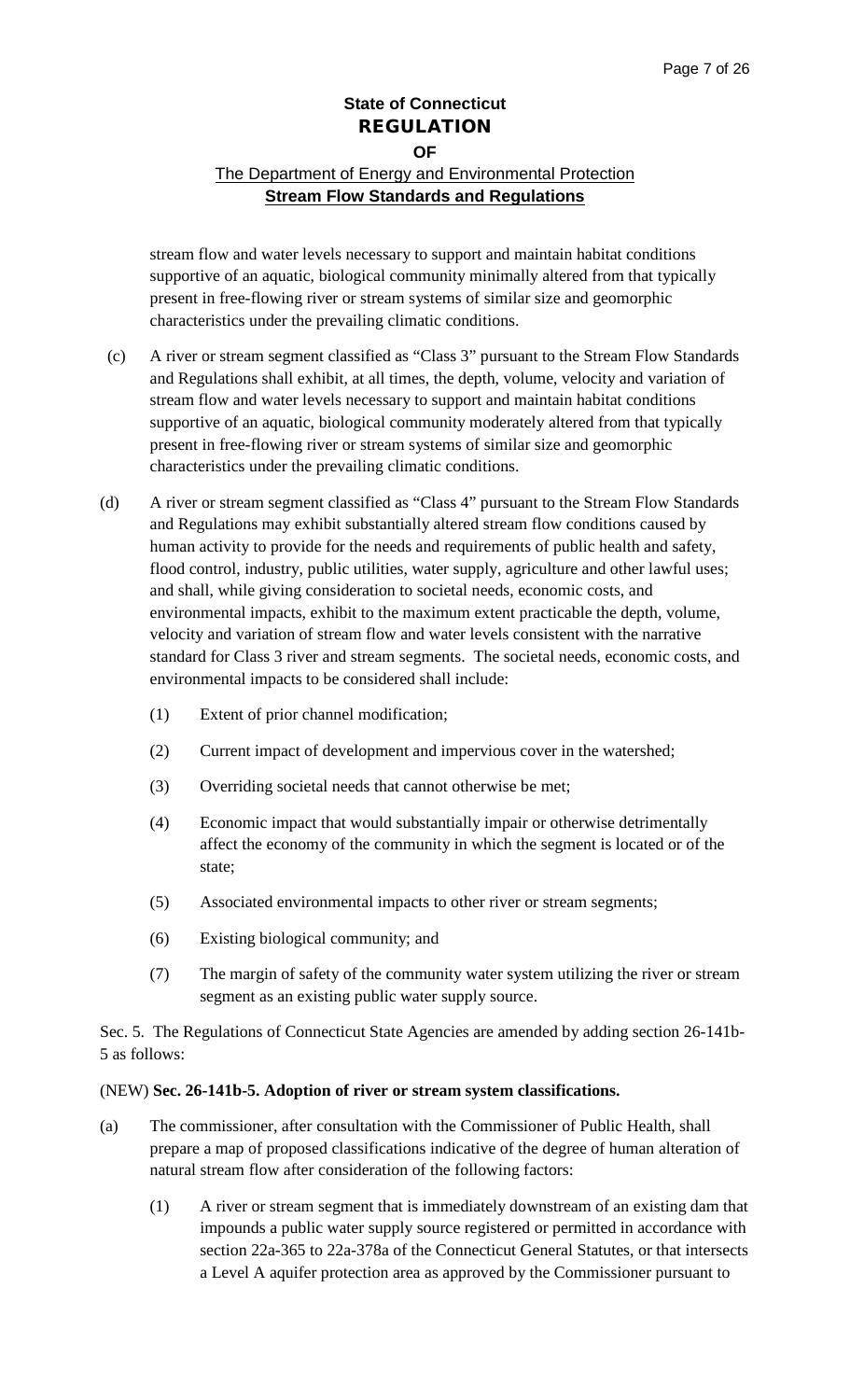stream flow and water levels necessary to support and maintain habitat conditions supportive of an aquatic, biological community minimally altered from that typically present in free-flowing river or stream systems of similar size and geomorphic characteristics under the prevailing climatic conditions.

(c) A river or stream segment classified as "Class 3" pursuant to the Stream Flow Standards and Regulations shall exhibit, at all times, the depth, volume, velocity and variation of stream flow and water levels necessary to support and maintain habitat conditions supportive of an aquatic, biological community moderately altered from that typically present in free-flowing river or stream systems of similar size and geomorphic characteristics under the prevailing climatic conditions.

(d) A river or stream segment classified as "Class 4" pursuant to the Stream Flow Standards and Regulations may exhibit substantially altered stream flow conditions caused by human activity to provide for the needs and requirements of public health and safety, flood control, industry, public utilities, water supply, agriculture and other lawful uses; and shall, while giving consideration to societal needs, economic costs, and environmental impacts, exhibit to the maximum extent practicable the depth, volume, velocity and variation of stream flow and water levels consistent with the narrative standard for Class 3 river and stream segments. The societal needs, economic costs, and environmental impacts to be considered shall include:

(1) Extent of prior channel modification;

(2) Current impact of development and impervious cover in the watershed;

(3) Overriding societal needs that cannot otherwise be met;

(4) Economic impact that would substantially impair or otherwise detrimentally affect the economy of the community in which the segment is located or of the state;

(5) Associated environmental impacts to other river or stream segments;

(6) Existing biological community; and

(7) The margin of safety of the community water system utilizing the river or stream segment as an existing public water supply source.

Sec. 5. The Regulations of Connecticut State Agencies are amended by adding section 26-141b-5 as follows:

(NEW) **Sec. 26-141b-5. Adoption of river or stream system classifications.**

(a) The commissioner, after consultation with the Commissioner of Public Health, shall prepare a map of proposed classifications indicative of the degree of human alteration of natural stream flow after consideration of the following factors:

(1) A river or stream segment that is immediately downstream of an existing dam that impounds a public water supply source registered or permitted in accordance with section 22a-365 to 22a-378a of the Connecticut General Statutes, or that intersects a Level A aquifer protection area as approved by the Commissioner pursuant to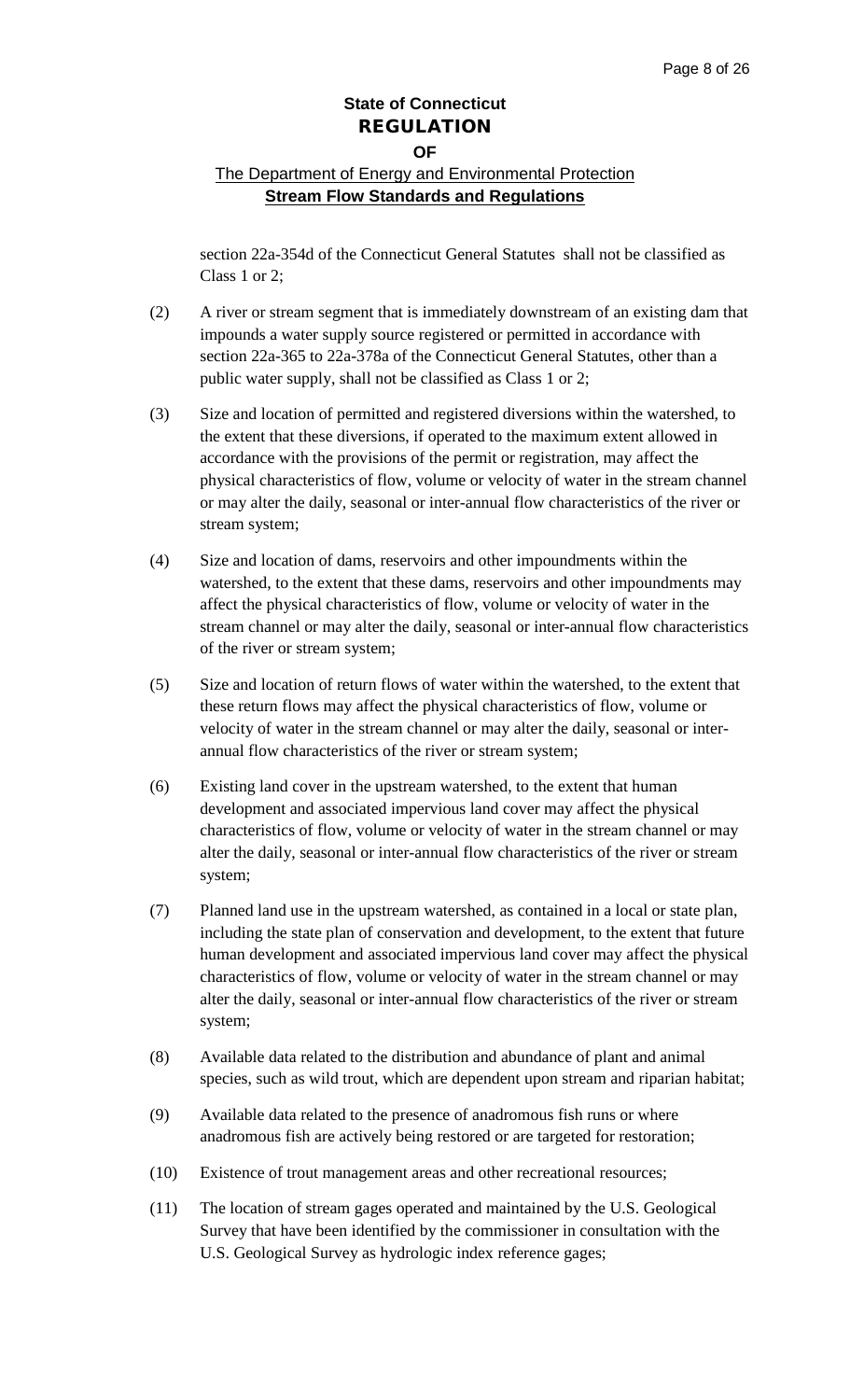section 22a-354d of the Connecticut General Statutes shall not be classified as Class 1 or 2;

(2) A river or stream segment that is immediately downstream of an existing dam that impounds a water supply source registered or permitted in accordance with section 22a-365 to 22a-378a of the Connecticut General Statutes, other than a public water supply, shall not be classified as Class 1 or 2;

(3) Size and location of permitted and registered diversions within the watershed, to the extent that these diversions, if operated to the maximum extent allowed in accordance with the provisions of the permit or registration, may affect the physical characteristics of flow, volume or velocity of water in the stream channel or may alter the daily, seasonal or inter-annual flow characteristics of the river or stream system;

(4) Size and location of dams, reservoirs and other impoundments within the watershed, to the extent that these dams, reservoirs and other impoundments may affect the physical characteristics of flow, volume or velocity of water in the stream channel or may alter the daily, seasonal or inter-annual flow characteristics of the river or stream system;

(5) Size and location of return flows of water within the watershed, to the extent that these return flows may affect the physical characteristics of flow, volume or velocity of water in the stream channel or may alter the daily, seasonal or inter-annual flow characteristics of the river or stream system;

(6) Existing land cover in the upstream watershed, to the extent that human development and associated impervious land cover may affect the physical characteristics of flow, volume or velocity of water in the stream channel or may alter the daily, seasonal or inter-annual flow characteristics of the river or stream system;

(7) Planned land use in the upstream watershed, as contained in a local or state plan, including the state plan of conservation and development, to the extent that future human development and associated impervious land cover may affect the physical characteristics of flow, volume or velocity of water in the stream channel or may alter the daily, seasonal or inter-annual flow characteristics of the river or stream system;

(8) Available data related to the distribution and abundance of plant and animal species, such as wild trout, which are dependent upon stream and riparian habitat;

(9) Available data related to the presence of anadromous fish runs or where anadromous fish are actively being restored or are targeted for restoration;

(10) Existence of trout management areas and other recreational resources;

(11) The location of stream gages operated and maintained by the U.S. Geological Survey that have been identified by the commissioner in consultation with the U.S. Geological Survey as hydrologic index reference gages;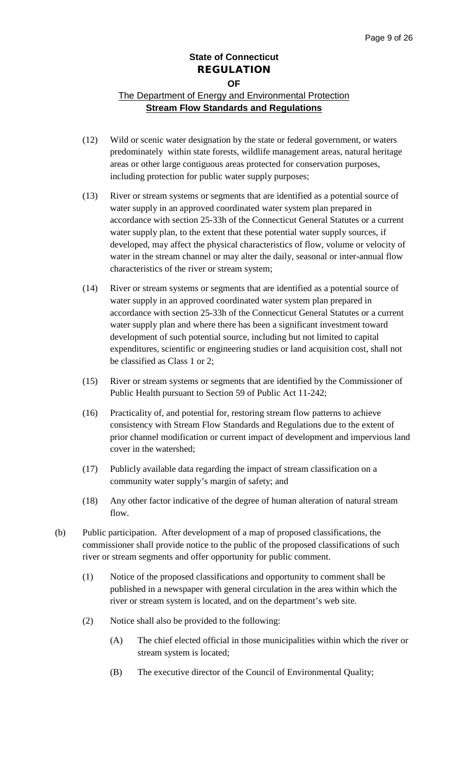(12) Wild or scenic water designation by the state or federal government, or waters predominately within state forests, wildlife management areas, natural heritage areas or other large contiguous areas protected for conservation purposes, including protection for public water supply purposes;

(13) River or stream systems or segments that are identified as a potential source of water supply in an approved coordinated water system plan prepared in accordance with section 25-33h of the Connecticut General Statutes or a current water supply plan, to the extent that these potential water supply sources, if developed, may affect the physical characteristics of flow, volume or velocity of water in the stream channel or may alter the daily, seasonal or inter-annual flow characteristics of the river or stream system;

(14) River or stream systems or segments that are identified as a potential source of water supply in an approved coordinated water system plan prepared in accordance with section 25-33h of the Connecticut General Statutes or a current water supply plan and where there has been a significant investment toward development of such potential source, including but not limited to capital expenditures, scientific or engineering studies or land acquisition cost, shall not be classified as Class 1 or 2;

(15) River or stream systems or segments that are identified by the Commissioner of Public Health pursuant to Section 59 of Public Act 11-242;

(16) Practicality of, and potential for, restoring stream flow patterns to achieve consistency with Stream Flow Standards and Regulations due to the extent of prior channel modification or current impact of development and impervious land cover in the watershed;

(17) Publicly available data regarding the impact of stream classification on a community water supply's margin of safety; and

(18) Any other factor indicative of the degree of human alteration of natural stream flow.

(b) Public participation. After development of a map of proposed classifications, the commissioner shall provide notice to the public of the proposed classifications of such river or stream segments and offer opportunity for public comment.

(1) Notice of the proposed classifications and opportunity to comment shall be published in a newspaper with general circulation in the area within which the river or stream system is located, and on the department's web site.

(2) Notice shall also be provided to the following:

(A) The chief elected official in those municipalities within which the river or stream system is located;

(B) The executive director of the Council of Environmental Quality;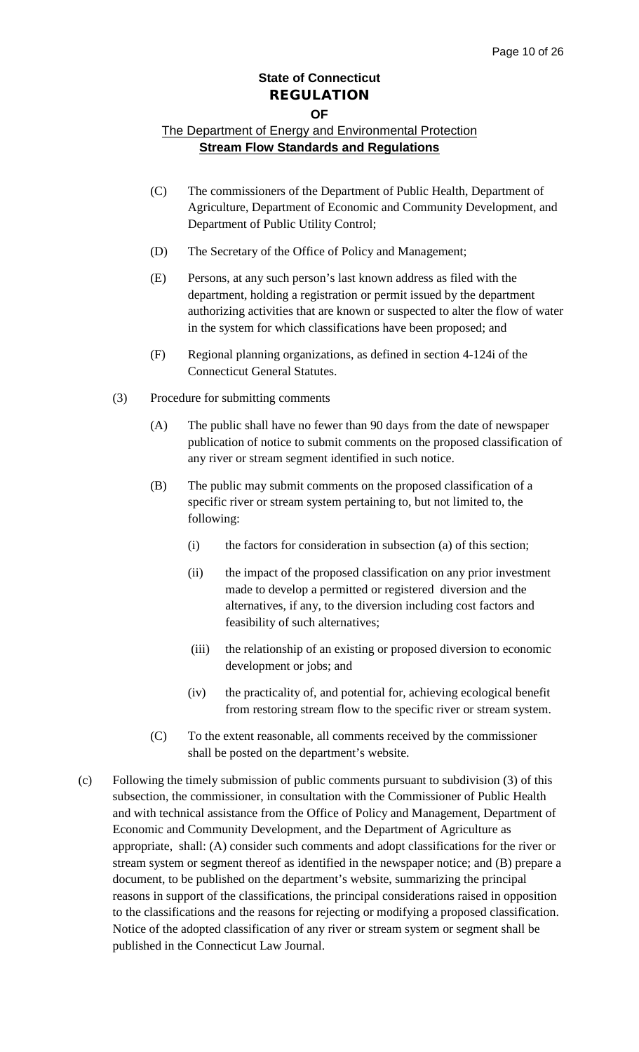(C) The commissioners of the Department of Public Health, Department of Agriculture, Department of Economic and Community Development, and Department of Public Utility Control;

(D) The Secretary of the Office of Policy and Management;

(E) Persons, at any such person's last known address as filed with the department, holding a registration or permit issued by the department authorizing activities that are known or suspected to alter the flow of water in the system for which classifications have been proposed; and

(F) Regional planning organizations, as defined in section 4-124i of the Connecticut General Statutes.

(3) Procedure for submitting comments

(A) The public shall have no fewer than 90 days from the date of newspaper publication of notice to submit comments on the proposed classification of any river or stream segment identified in such notice.

(B) The public may submit comments on the proposed classification of a specific river or stream system pertaining to, but not limited to, the following:

(i) the factors for consideration in subsection (a) of this section;

(ii) the impact of the proposed classification on any prior investment made to develop a permitted or registered diversion and the alternatives, if any, to the diversion including cost factors and feasibility of such alternatives;

(iii) the relationship of an existing or proposed diversion to economic development or jobs; and

(iv) the practicality of, and potential for, achieving ecological benefit from restoring stream flow to the specific river or stream system.

(C) To the extent reasonable, all comments received by the commissioner shall be posted on the department's website.

(c) Following the timely submission of public comments pursuant to subdivision (3) of this subsection, the commissioner, in consultation with the Commissioner of Public Health and with technical assistance from the Office of Policy and Management, Department of Economic and Community Development, and the Department of Agriculture as appropriate, shall: (A) consider such comments and adopt classifications for the river or stream system or segment thereof as identified in the newspaper notice; and (B) prepare a document, to be published on the department's website, summarizing the principal reasons in support of the classifications, the principal considerations raised in opposition to the classifications and the reasons for rejecting or modifying a proposed classification. Notice of the adopted classification of any river or stream system or segment shall be published in the Connecticut Law Journal.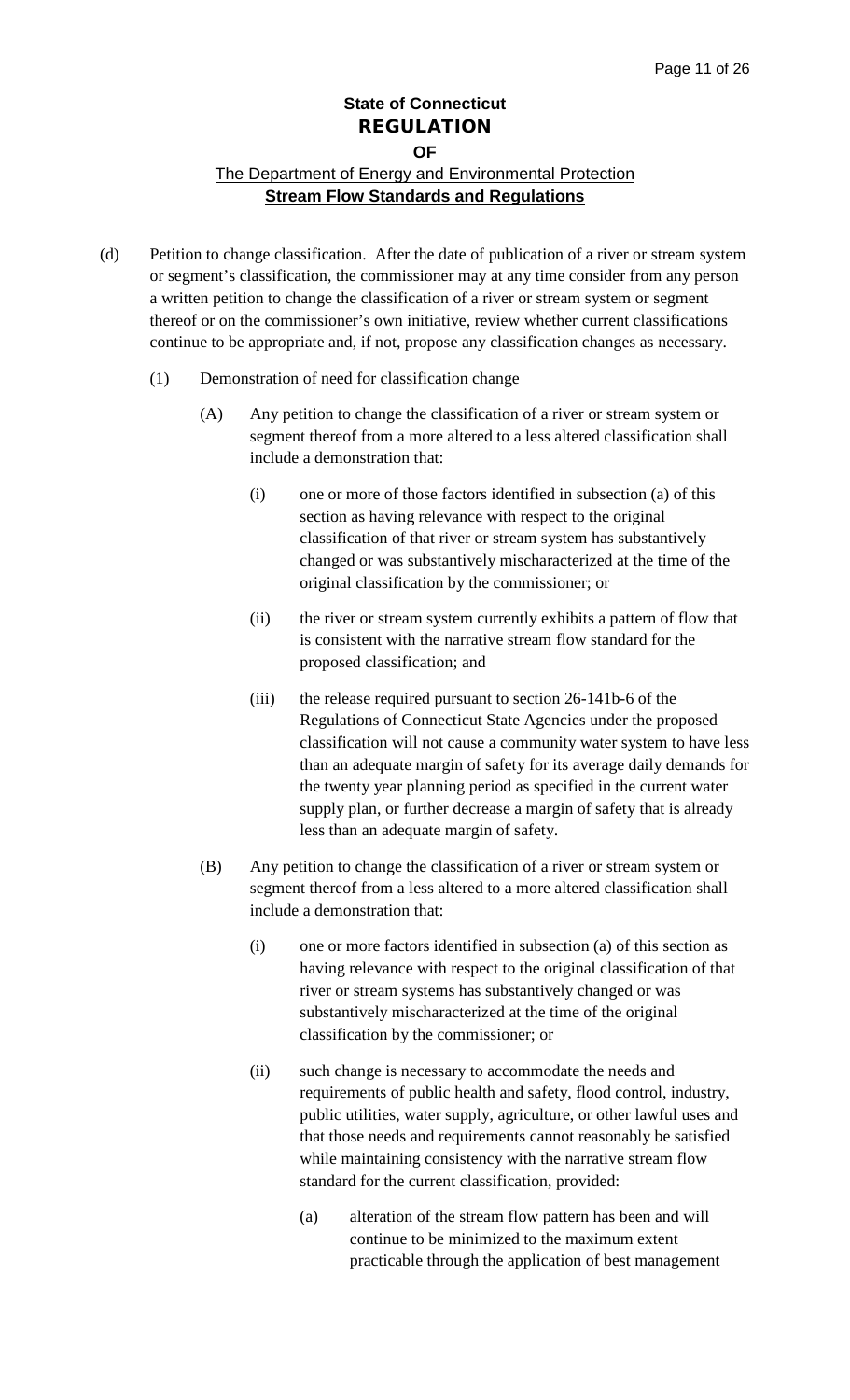(d) Petition to change classification. After the date of publication of a river or stream system or segment's classification, the commissioner may at any time consider from any person a written petition to change the classification of a river or stream system or segment thereof or on the commissioner's own initiative, review whether current classifications continue to be appropriate and, if not, propose any classification changes as necessary.

(1) Demonstration of need for classification change

(A) Any petition to change the classification of a river or stream system or segment thereof from a more altered to a less altered classification shall include a demonstration that:

(i) one or more of those factors identified in subsection (a) of this section as having relevance with respect to the original classification of that river or stream system has substantively changed or was substantively mischaracterized at the time of the original classification by the commissioner; or

(ii) the river or stream system currently exhibits a pattern of flow that is consistent with the narrative stream flow standard for the proposed classification; and

(iii) the release required pursuant to section 26-141b-6 of the Regulations of Connecticut State Agencies under the proposed classification will not cause a community water system to have less than an adequate margin of safety for its average daily demands for the twenty year planning period as specified in the current water supply plan, or further decrease a margin of safety that is already less than an adequate margin of safety.

(B) Any petition to change the classification of a river or stream system or segment thereof from a less altered to a more altered classification shall include a demonstration that:

(i) one or more factors identified in subsection (a) of this section as having relevance with respect to the original classification of that river or stream systems has substantively changed or was substantively mischaracterized at the time of the original classification by the commissioner; or

(ii) such change is necessary to accommodate the needs and requirements of public health and safety, flood control, industry, public utilities, water supply, agriculture, or other lawful uses and that those needs and requirements cannot reasonably be satisfied while maintaining consistency with the narrative stream flow standard for the current classification, provided:

(a) alteration of the stream flow pattern has been and will continue to be minimized to the maximum extent practicable through the application of best management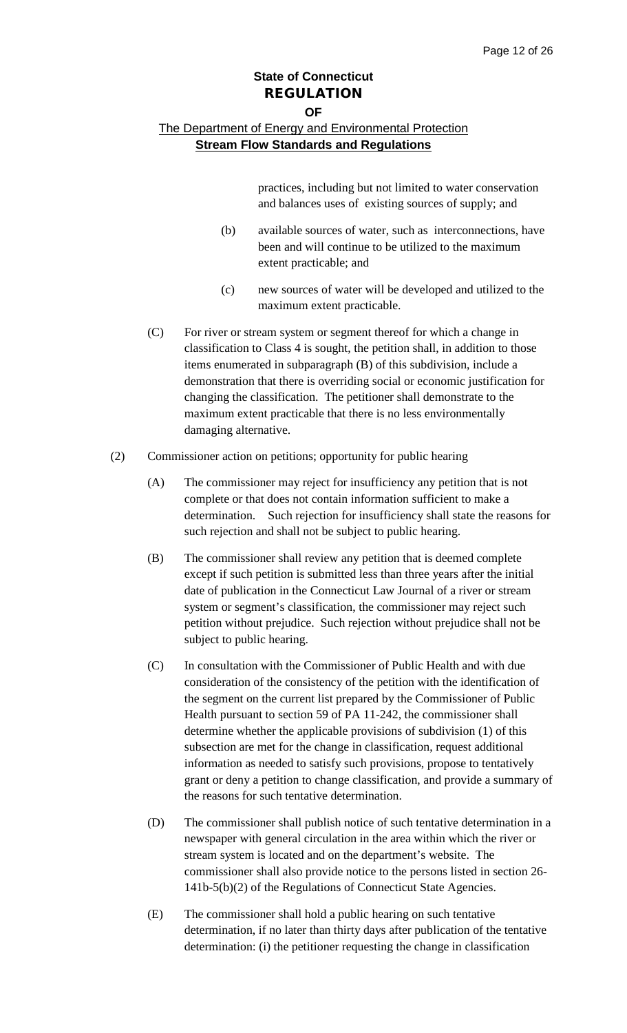practices, including but not limited to water conservation and balances uses of existing sources of supply; and

(b) available sources of water, such as interconnections, have been and will continue to be utilized to the maximum extent practicable; and

(c) new sources of water will be developed and utilized to the maximum extent practicable.

(C) For river or stream system or segment thereof for which a change in classification to Class 4 is sought, the petition shall, in addition to those items enumerated in subparagraph (B) of this subdivision, include a demonstration that there is overriding social or economic justification for changing the classification. The petitioner shall demonstrate to the maximum extent practicable that there is no less environmentally damaging alternative.

(2) Commissioner action on petitions; opportunity for public hearing

(A) The commissioner may reject for insufficiency any petition that is not complete or that does not contain information sufficient to make a determination. Such rejection for insufficiency shall state the reasons for such rejection and shall not be subject to public hearing.

(B) The commissioner shall review any petition that is deemed complete except if such petition is submitted less than three years after the initial date of publication in the Connecticut Law Journal of a river or stream system or segment's classification, the commissioner may reject such petition without prejudice. Such rejection without prejudice shall not be subject to public hearing.

(C) In consultation with the Commissioner of Public Health and with due consideration of the consistency of the petition with the identification of the segment on the current list prepared by the Commissioner of Public Health pursuant to section 59 of PA 11-242, the commissioner shall determine whether the applicable provisions of subdivision (1) of this subsection are met for the change in classification, request additional information as needed to satisfy such provisions, propose to tentatively grant or deny a petition to change classification, and provide a summary of the reasons for such tentative determination.

(D) The commissioner shall publish notice of such tentative determination in a newspaper with general circulation in the area within which the river or stream system is located and on the department's website. The commissioner shall also provide notice to the persons listed in section 26-141b-5(b)(2) of the Regulations of Connecticut State Agencies.

(E) The commissioner shall hold a public hearing on such tentative determination, if no later than thirty days after publication of the tentative determination: (i) the petitioner requesting the change in classification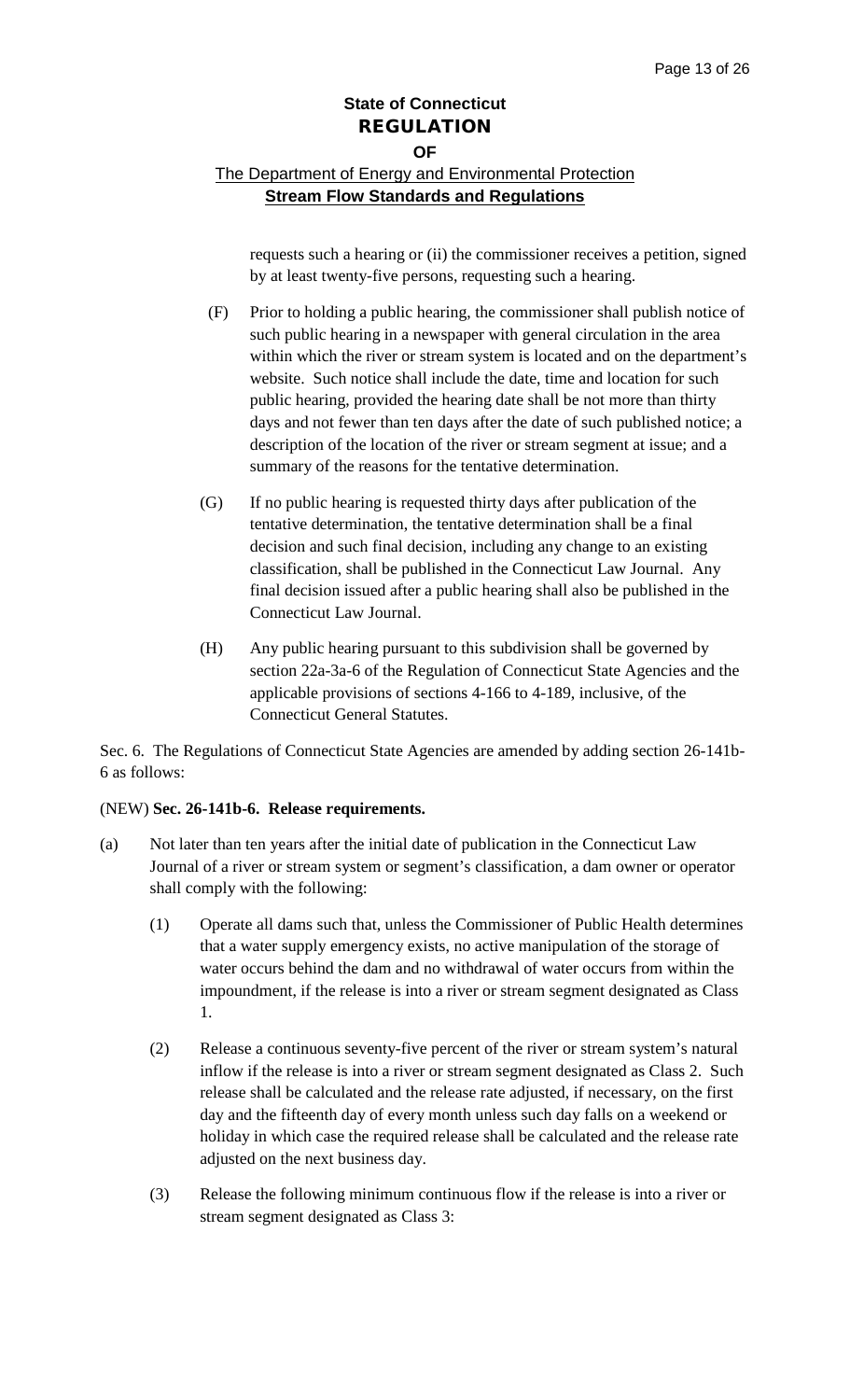requests such a hearing or (ii) the commissioner receives a petition, signed by at least twenty-five persons, requesting such a hearing.

(F) Prior to holding a public hearing, the commissioner shall publish notice of such public hearing in a newspaper with general circulation in the area within which the river or stream system is located and on the department's website. Such notice shall include the date, time and location for such public hearing, provided the hearing date shall be not more than thirty days and not fewer than ten days after the date of such published notice; a description of the location of the river or stream segment at issue; and a summary of the reasons for the tentative determination.

(G) If no public hearing is requested thirty days after publication of the tentative determination, the tentative determination shall be a final decision and such final decision, including any change to an existing classification, shall be published in the Connecticut Law Journal. Any final decision issued after a public hearing shall also be published in the Connecticut Law Journal.

(H) Any public hearing pursuant to this subdivision shall be governed by section 22a-3a-6 of the Regulation of Connecticut State Agencies and the applicable provisions of sections 4-166 to 4-189, inclusive, of the Connecticut General Statutes.

Sec. 6. The Regulations of Connecticut State Agencies are amended by adding section 26-141b-6 as follows:

(NEW) **Sec. 26-141b-6. Release requirements.**

(a) Not later than ten years after the initial date of publication in the Connecticut Law Journal of a river or stream system or segment's classification, a dam owner or operator shall comply with the following:

(1) Operate all dams such that, unless the Commissioner of Public Health determines that a water supply emergency exists, no active manipulation of the storage of water occurs behind the dam and no withdrawal of water occurs from within the impoundment, if the release is into a river or stream segment designated as Class 1.

(2) Release a continuous seventy-five percent of the river or stream system's natural inflow if the release is into a river or stream segment designated as Class 2. Such release shall be calculated and the release rate adjusted, if necessary, on the first day and the fifteenth day of every month unless such day falls on a weekend or holiday in which case the required release shall be calculated and the release rate adjusted on the next business day.

(3) Release the following minimum continuous flow if the release is into a river or stream segment designated as Class 3: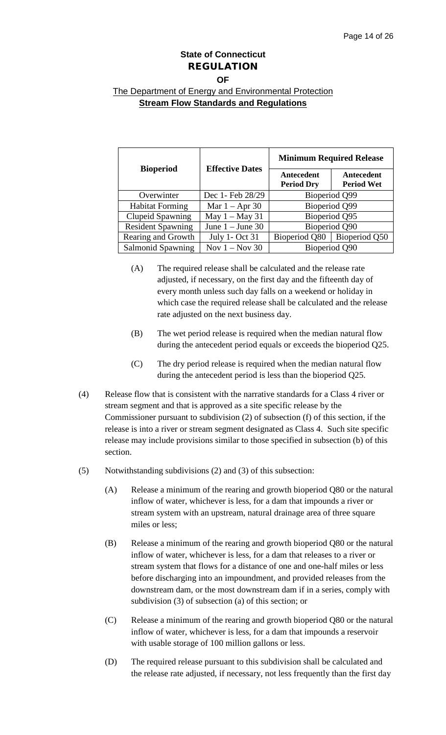**State of Connecticut**
**REGULATION**
**OF**
The Department of Energy and Environmental Protection
**Stream Flow Standards and Regulations**

| Bioperiod | Effective Dates | Minimum Required Release | |
|---|---|---|---|
| | | **Antecedent Period Dry** | **Antecedent Period Wet** |
| Overwinter | Dec 1- Feb 28/29 | Bioperiod Q99 | |
| Habitat Forming | Mar 1 – Apr 30 | Bioperiod Q99 | |
| Clupeid Spawning | May 1 – May 31 | Bioperiod Q95 | |
| Resident Spawning | June 1 – June 30 | Bioperiod Q90 | |
| Rearing and Growth | July 1- Oct 31 | Bioperiod Q80 | Bioperiod Q50 |
| Salmonid Spawning | Nov 1 – Nov 30 | Bioperiod Q90 | |

(A) The required release shall be calculated and the release rate adjusted, if necessary, on the first day and the fifteenth day of every month unless such day falls on a weekend or holiday in which case the required release shall be calculated and the release rate adjusted on the next business day.

(B) The wet period release is required when the median natural flow during the antecedent period equals or exceeds the bioperiod Q25.

(C) The dry period release is required when the median natural flow during the antecedent period is less than the bioperiod Q25.

(4) Release flow that is consistent with the narrative standards for a Class 4 river or stream segment and that is approved as a site specific release by the Commissioner pursuant to subdivision (2) of subsection (f) of this section, if the release is into a river or stream segment designated as Class 4. Such site specific release may include provisions similar to those specified in subsection (b) of this section.

(5) Notwithstanding subdivisions (2) and (3) of this subsection:

(A) Release a minimum of the rearing and growth bioperiod Q80 or the natural inflow of water, whichever is less, for a dam that impounds a river or stream system with an upstream, natural drainage area of three square miles or less;

(B) Release a minimum of the rearing and growth bioperiod Q80 or the natural inflow of water, whichever is less, for a dam that releases to a river or stream system that flows for a distance of one and one-half miles or less before discharging into an impoundment, and provided releases from the downstream dam, or the most downstream dam if in a series, comply with subdivision (3) of subsection (a) of this section; or

(C) Release a minimum of the rearing and growth bioperiod Q80 or the natural inflow of water, whichever is less, for a dam that impounds a reservoir with usable storage of 100 million gallons or less.

(D) The required release pursuant to this subdivision shall be calculated and the release rate adjusted, if necessary, not less frequently than the first day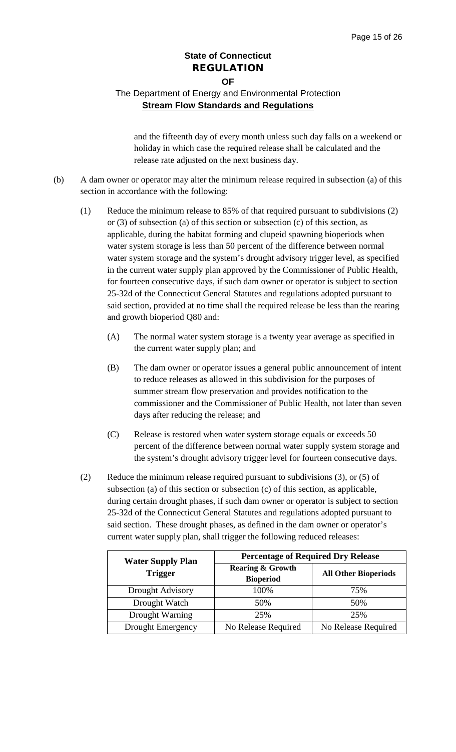and the fifteenth day of every month unless such day falls on a weekend or holiday in which case the required release shall be calculated and the release rate adjusted on the next business day.

(b) A dam owner or operator may alter the minimum release required in subsection (a) of this section in accordance with the following:

(1) Reduce the minimum release to 85% of that required pursuant to subdivisions (2) or (3) of subsection (a) of this section or subsection (c) of this section, as applicable, during the habitat forming and clupeid spawning bioperiods when water system storage is less than 50 percent of the difference between normal water system storage and the system's drought advisory trigger level, as specified in the current water supply plan approved by the Commissioner of Public Health, for fourteen consecutive days, if such dam owner or operator is subject to section 25-32d of the Connecticut General Statutes and regulations adopted pursuant to said section, provided at no time shall the required release be less than the rearing and growth bioperiod Q80 and:

(A) The normal water system storage is a twenty year average as specified in the current water supply plan; and

(B) The dam owner or operator issues a general public announcement of intent to reduce releases as allowed in this subdivision for the purposes of summer stream flow preservation and provides notification to the commissioner and the Commissioner of Public Health, not later than seven days after reducing the release; and

(C) Release is restored when water system storage equals or exceeds 50 percent of the difference between normal water supply system storage and the system's drought advisory trigger level for fourteen consecutive days.

(2) Reduce the minimum release required pursuant to subdivisions (3), or (5) of subsection (a) of this section or subsection (c) of this section, as applicable, during certain drought phases, if such dam owner or operator is subject to section 25-32d of the Connecticut General Statutes and regulations adopted pursuant to said section. These drought phases, as defined in the dam owner or operator's current water supply plan, shall trigger the following reduced releases:

| Water Supply Plan Trigger | Percentage of Required Dry Release | |
|---|---|---|
| | **Rearing & Growth Bioperiod** | **All Other Bioperiods** |
| Drought Advisory | 100% | 75% |
| Drought Watch | 50% | 50% |
| Drought Warning | 25% | 25% |
| Drought Emergency | No Release Required | No Release Required |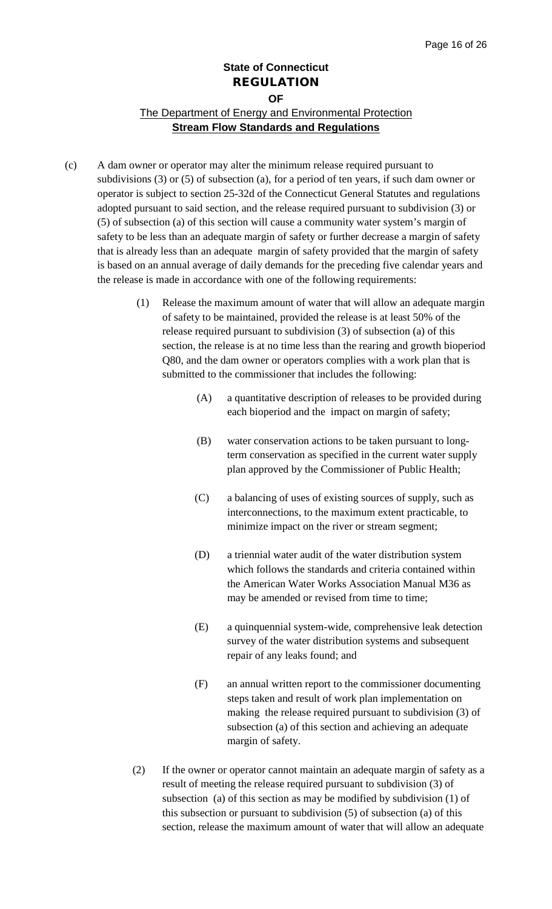(c) A dam owner or operator may alter the minimum release required pursuant to subdivisions (3) or (5) of subsection (a), for a period of ten years, if such dam owner or operator is subject to section 25-32d of the Connecticut General Statutes and regulations adopted pursuant to said section, and the release required pursuant to subdivision (3) or (5) of subsection (a) of this section will cause a community water system's margin of safety to be less than an adequate margin of safety or further decrease a margin of safety that is already less than an adequate margin of safety provided that the margin of safety is based on an annual average of daily demands for the preceding five calendar years and the release is made in accordance with one of the following requirements:

(1) Release the maximum amount of water that will allow an adequate margin of safety to be maintained, provided the release is at least 50% of the release required pursuant to subdivision (3) of subsection (a) of this section, the release is at no time less than the rearing and growth bioperiod Q80, and the dam owner or operators complies with a work plan that is submitted to the commissioner that includes the following:

(A) a quantitative description of releases to be provided during each bioperiod and the impact on margin of safety;

(B) water conservation actions to be taken pursuant to long-term conservation as specified in the current water supply plan approved by the Commissioner of Public Health;

(C) a balancing of uses of existing sources of supply, such as interconnections, to the maximum extent practicable, to minimize impact on the river or stream segment;

(D) a triennial water audit of the water distribution system which follows the standards and criteria contained within the American Water Works Association Manual M36 as may be amended or revised from time to time;

(E) a quinquennial system-wide, comprehensive leak detection survey of the water distribution systems and subsequent repair of any leaks found; and

(F) an annual written report to the commissioner documenting steps taken and result of work plan implementation on making the release required pursuant to subdivision (3) of subsection (a) of this section and achieving an adequate margin of safety.

(2) If the owner or operator cannot maintain an adequate margin of safety as a result of meeting the release required pursuant to subdivision (3) of subsection (a) of this section as may be modified by subdivision (1) of this subsection or pursuant to subdivision (5) of subsection (a) of this section, release the maximum amount of water that will allow an adequate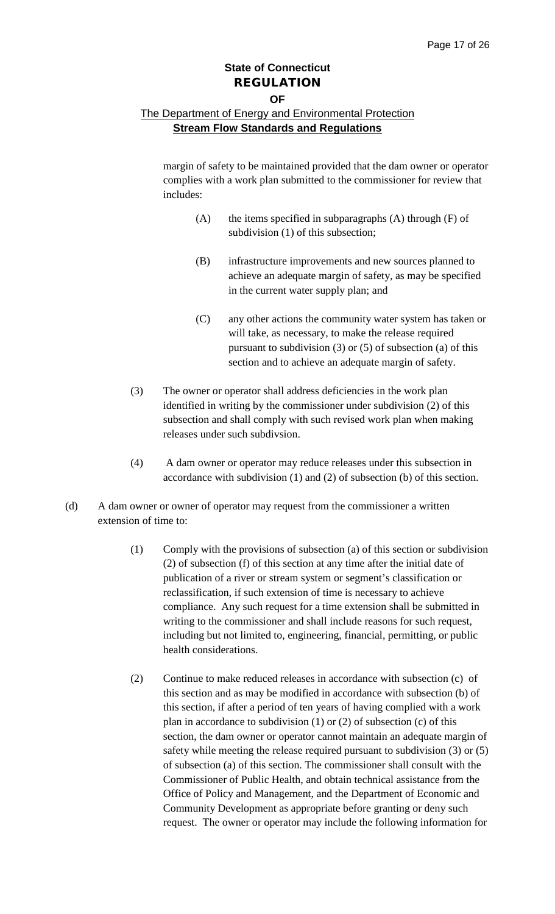margin of safety to be maintained provided that the dam owner or operator complies with a work plan submitted to the commissioner for review that includes:

(A) the items specified in subparagraphs (A) through (F) of subdivision (1) of this subsection;

(B) infrastructure improvements and new sources planned to achieve an adequate margin of safety, as may be specified in the current water supply plan; and

(C) any other actions the community water system has taken or will take, as necessary, to make the release required pursuant to subdivision (3) or (5) of subsection (a) of this section and to achieve an adequate margin of safety.

(3) The owner or operator shall address deficiencies in the work plan identified in writing by the commissioner under subdivision (2) of this subsection and shall comply with such revised work plan when making releases under such subdivsion.

(4) A dam owner or operator may reduce releases under this subsection in accordance with subdivision (1) and (2) of subsection (b) of this section.

(d) A dam owner or owner of operator may request from the commissioner a written extension of time to:

(1) Comply with the provisions of subsection (a) of this section or subdivision (2) of subsection (f) of this section at any time after the initial date of publication of a river or stream system or segment's classification or reclassification, if such extension of time is necessary to achieve compliance. Any such request for a time extension shall be submitted in writing to the commissioner and shall include reasons for such request, including but not limited to, engineering, financial, permitting, or public health considerations.

(2) Continue to make reduced releases in accordance with subsection (c) of this section and as may be modified in accordance with subsection (b) of this section, if after a period of ten years of having complied with a work plan in accordance to subdivision (1) or (2) of subsection (c) of this section, the dam owner or operator cannot maintain an adequate margin of safety while meeting the release required pursuant to subdivision (3) or (5) of subsection (a) of this section. The commissioner shall consult with the Commissioner of Public Health, and obtain technical assistance from the Office of Policy and Management, and the Department of Economic and Community Development as appropriate before granting or deny such request. The owner or operator may include the following information for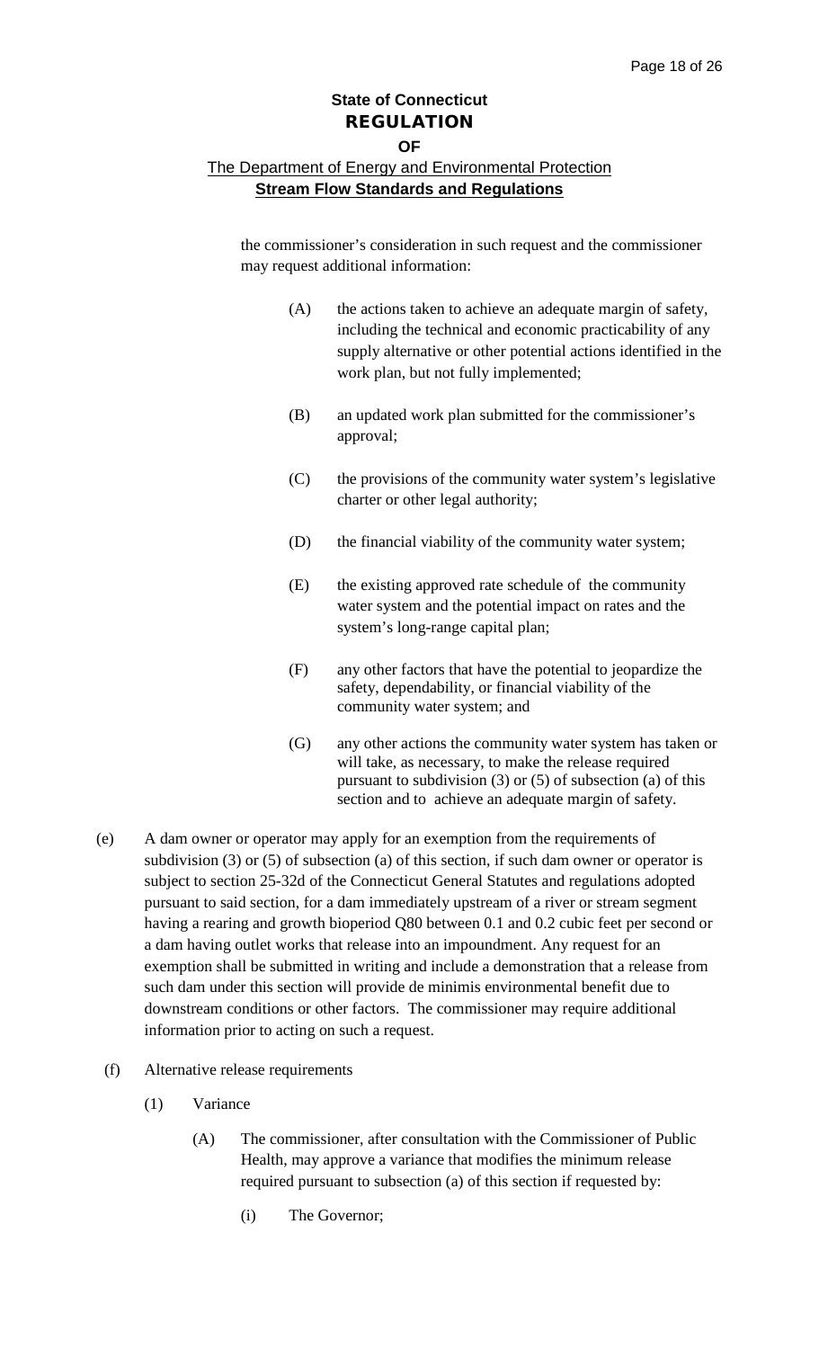the commissioner's consideration in such request and the commissioner may request additional information:

(A) the actions taken to achieve an adequate margin of safety, including the technical and economic practicability of any supply alternative or other potential actions identified in the work plan, but not fully implemented;

(B) an updated work plan submitted for the commissioner's approval;

(C) the provisions of the community water system's legislative charter or other legal authority;

(D) the financial viability of the community water system;

(E) the existing approved rate schedule of the community water system and the potential impact on rates and the system's long-range capital plan;

(F) any other factors that have the potential to jeopardize the safety, dependability, or financial viability of the community water system; and

(G) any other actions the community water system has taken or will take, as necessary, to make the release required pursuant to subdivision (3) or (5) of subsection (a) of this section and to achieve an adequate margin of safety.

(e) A dam owner or operator may apply for an exemption from the requirements of subdivision (3) or (5) of subsection (a) of this section, if such dam owner or operator is subject to section 25-32d of the Connecticut General Statutes and regulations adopted pursuant to said section, for a dam immediately upstream of a river or stream segment having a rearing and growth bioperiod Q80 between 0.1 and 0.2 cubic feet per second or a dam having outlet works that release into an impoundment. Any request for an exemption shall be submitted in writing and include a demonstration that a release from such dam under this section will provide de minimis environmental benefit due to downstream conditions or other factors. The commissioner may require additional information prior to acting on such a request.

(f) Alternative release requirements

(1) Variance

(A) The commissioner, after consultation with the Commissioner of Public Health, may approve a variance that modifies the minimum release required pursuant to subsection (a) of this section if requested by:

(i) The Governor;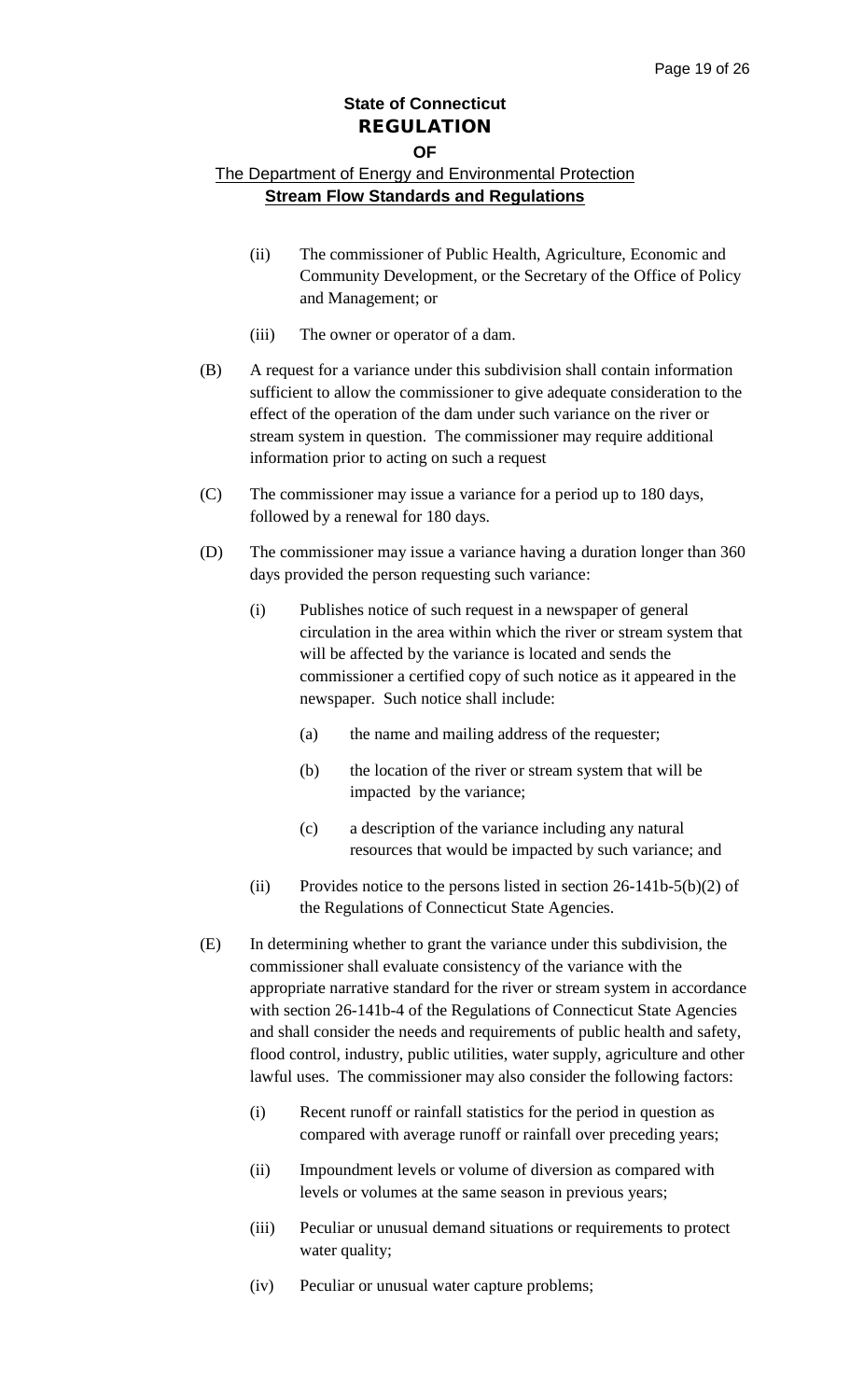(ii) The commissioner of Public Health, Agriculture, Economic and Community Development, or the Secretary of the Office of Policy and Management; or

(iii) The owner or operator of a dam.

(B) A request for a variance under this subdivision shall contain information sufficient to allow the commissioner to give adequate consideration to the effect of the operation of the dam under such variance on the river or stream system in question. The commissioner may require additional information prior to acting on such a request

(C) The commissioner may issue a variance for a period up to 180 days, followed by a renewal for 180 days.

(D) The commissioner may issue a variance having a duration longer than 360 days provided the person requesting such variance:

(i) Publishes notice of such request in a newspaper of general circulation in the area within which the river or stream system that will be affected by the variance is located and sends the commissioner a certified copy of such notice as it appeared in the newspaper. Such notice shall include:

(a) the name and mailing address of the requester;

(b) the location of the river or stream system that will be impacted by the variance;

(c) a description of the variance including any natural resources that would be impacted by such variance; and

(ii) Provides notice to the persons listed in section 26-141b-5(b)(2) of the Regulations of Connecticut State Agencies.

(E) In determining whether to grant the variance under this subdivision, the commissioner shall evaluate consistency of the variance with the appropriate narrative standard for the river or stream system in accordance with section 26-141b-4 of the Regulations of Connecticut State Agencies and shall consider the needs and requirements of public health and safety, flood control, industry, public utilities, water supply, agriculture and other lawful uses. The commissioner may also consider the following factors:

(i) Recent runoff or rainfall statistics for the period in question as compared with average runoff or rainfall over preceding years;

(ii) Impoundment levels or volume of diversion as compared with levels or volumes at the same season in previous years;

(iii) Peculiar or unusual demand situations or requirements to protect water quality;

(iv) Peculiar or unusual water capture problems;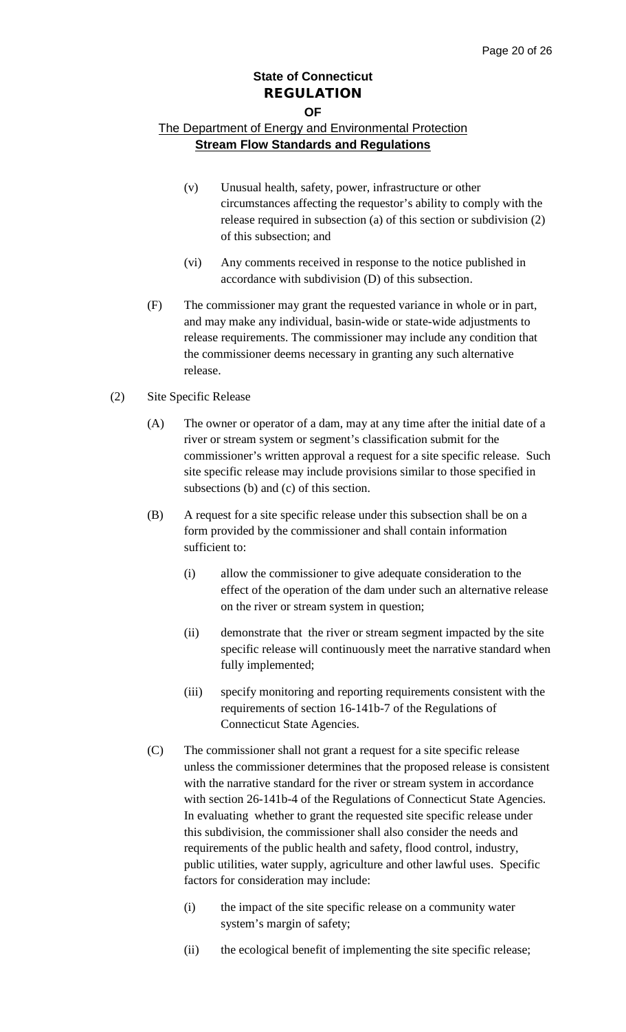(v) Unusual health, safety, power, infrastructure or other circumstances affecting the requestor's ability to comply with the release required in subsection (a) of this section or subdivision (2) of this subsection; and

(vi) Any comments received in response to the notice published in accordance with subdivision (D) of this subsection.

(F) The commissioner may grant the requested variance in whole or in part, and may make any individual, basin-wide or state-wide adjustments to release requirements. The commissioner may include any condition that the commissioner deems necessary in granting any such alternative release.

(2) Site Specific Release

(A) The owner or operator of a dam, may at any time after the initial date of a river or stream system or segment's classification submit for the commissioner's written approval a request for a site specific release. Such site specific release may include provisions similar to those specified in subsections (b) and (c) of this section.

(B) A request for a site specific release under this subsection shall be on a form provided by the commissioner and shall contain information sufficient to:

(i) allow the commissioner to give adequate consideration to the effect of the operation of the dam under such an alternative release on the river or stream system in question;

(ii) demonstrate that the river or stream segment impacted by the site specific release will continuously meet the narrative standard when fully implemented;

(iii) specify monitoring and reporting requirements consistent with the requirements of section 16-141b-7 of the Regulations of Connecticut State Agencies.

(C) The commissioner shall not grant a request for a site specific release unless the commissioner determines that the proposed release is consistent with the narrative standard for the river or stream system in accordance with section 26-141b-4 of the Regulations of Connecticut State Agencies. In evaluating whether to grant the requested site specific release under this subdivision, the commissioner shall also consider the needs and requirements of the public health and safety, flood control, industry, public utilities, water supply, agriculture and other lawful uses. Specific factors for consideration may include:

(i) the impact of the site specific release on a community water system's margin of safety;

(ii) the ecological benefit of implementing the site specific release;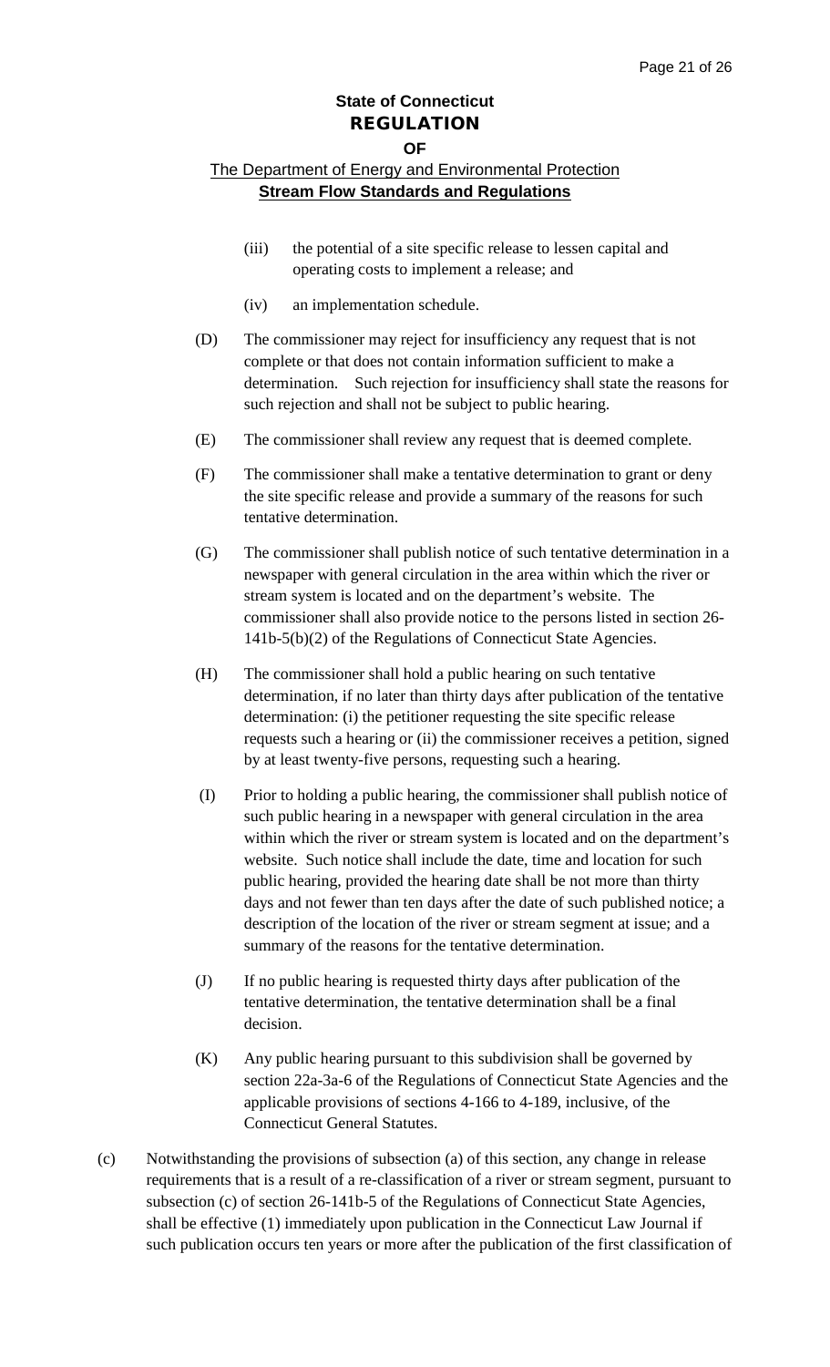(iii) the potential of a site specific release to lessen capital and operating costs to implement a release; and

(iv) an implementation schedule.

(D) The commissioner may reject for insufficiency any request that is not complete or that does not contain information sufficient to make a determination. Such rejection for insufficiency shall state the reasons for such rejection and shall not be subject to public hearing.

(E) The commissioner shall review any request that is deemed complete.

(F) The commissioner shall make a tentative determination to grant or deny the site specific release and provide a summary of the reasons for such tentative determination.

(G) The commissioner shall publish notice of such tentative determination in a newspaper with general circulation in the area within which the river or stream system is located and on the department's website. The commissioner shall also provide notice to the persons listed in section 26-141b-5(b)(2) of the Regulations of Connecticut State Agencies.

(H) The commissioner shall hold a public hearing on such tentative determination, if no later than thirty days after publication of the tentative determination: (i) the petitioner requesting the site specific release requests such a hearing or (ii) the commissioner receives a petition, signed by at least twenty-five persons, requesting such a hearing.

(I) Prior to holding a public hearing, the commissioner shall publish notice of such public hearing in a newspaper with general circulation in the area within which the river or stream system is located and on the department's website. Such notice shall include the date, time and location for such public hearing, provided the hearing date shall be not more than thirty days and not fewer than ten days after the date of such published notice; a description of the location of the river or stream segment at issue; and a summary of the reasons for the tentative determination.

(J) If no public hearing is requested thirty days after publication of the tentative determination, the tentative determination shall be a final decision.

(K) Any public hearing pursuant to this subdivision shall be governed by section 22a-3a-6 of the Regulations of Connecticut State Agencies and the applicable provisions of sections 4-166 to 4-189, inclusive, of the Connecticut General Statutes.

(c) Notwithstanding the provisions of subsection (a) of this section, any change in release requirements that is a result of a re-classification of a river or stream segment, pursuant to subsection (c) of section 26-141b-5 of the Regulations of Connecticut State Agencies, shall be effective (1) immediately upon publication in the Connecticut Law Journal if such publication occurs ten years or more after the publication of the first classification of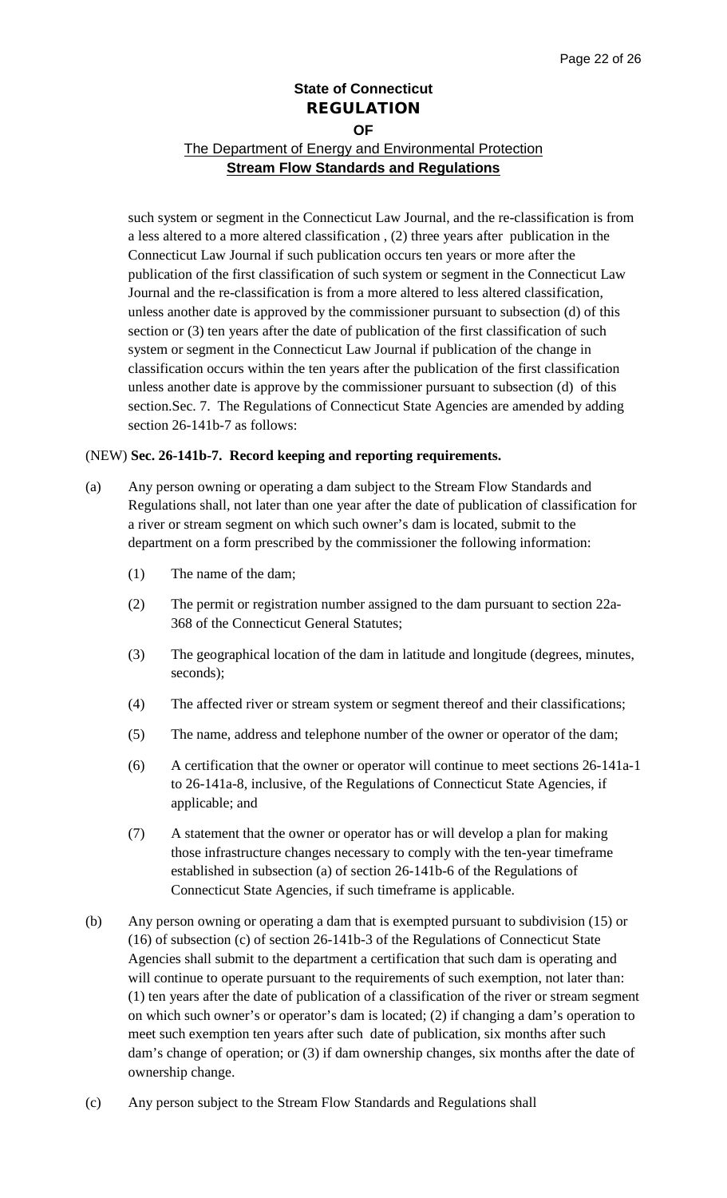such system or segment in the Connecticut Law Journal, and the re-classification is from a less altered to a more altered classification , (2) three years after publication in the Connecticut Law Journal if such publication occurs ten years or more after the publication of the first classification of such system or segment in the Connecticut Law Journal and the re-classification is from a more altered to less altered classification, unless another date is approved by the commissioner pursuant to subsection (d) of this section or (3) ten years after the date of publication of the first classification of such system or segment in the Connecticut Law Journal if publication of the change in classification occurs within the ten years after the publication of the first classification unless another date is approve by the commissioner pursuant to subsection (d) of this section.Sec. 7. The Regulations of Connecticut State Agencies are amended by adding section 26-141b-7 as follows:

(NEW) **Sec. 26-141b-7. Record keeping and reporting requirements.**

(a) Any person owning or operating a dam subject to the Stream Flow Standards and Regulations shall, not later than one year after the date of publication of classification for a river or stream segment on which such owner's dam is located, submit to the department on a form prescribed by the commissioner the following information:

  (1) The name of the dam;

  (2) The permit or registration number assigned to the dam pursuant to section 22a-368 of the Connecticut General Statutes;

  (3) The geographical location of the dam in latitude and longitude (degrees, minutes, seconds);

  (4) The affected river or stream system or segment thereof and their classifications;

  (5) The name, address and telephone number of the owner or operator of the dam;

  (6) A certification that the owner or operator will continue to meet sections 26-141a-1 to 26-141a-8, inclusive, of the Regulations of Connecticut State Agencies, if applicable; and

  (7) A statement that the owner or operator has or will develop a plan for making those infrastructure changes necessary to comply with the ten-year timeframe established in subsection (a) of section 26-141b-6 of the Regulations of Connecticut State Agencies, if such timeframe is applicable.

(b) Any person owning or operating a dam that is exempted pursuant to subdivision (15) or (16) of subsection (c) of section 26-141b-3 of the Regulations of Connecticut State Agencies shall submit to the department a certification that such dam is operating and will continue to operate pursuant to the requirements of such exemption, not later than: (1) ten years after the date of publication of a classification of the river or stream segment on which such owner's or operator's dam is located; (2) if changing a dam's operation to meet such exemption ten years after such date of publication, six months after such dam's change of operation; or (3) if dam ownership changes, six months after the date of ownership change.

(c) Any person subject to the Stream Flow Standards and Regulations shall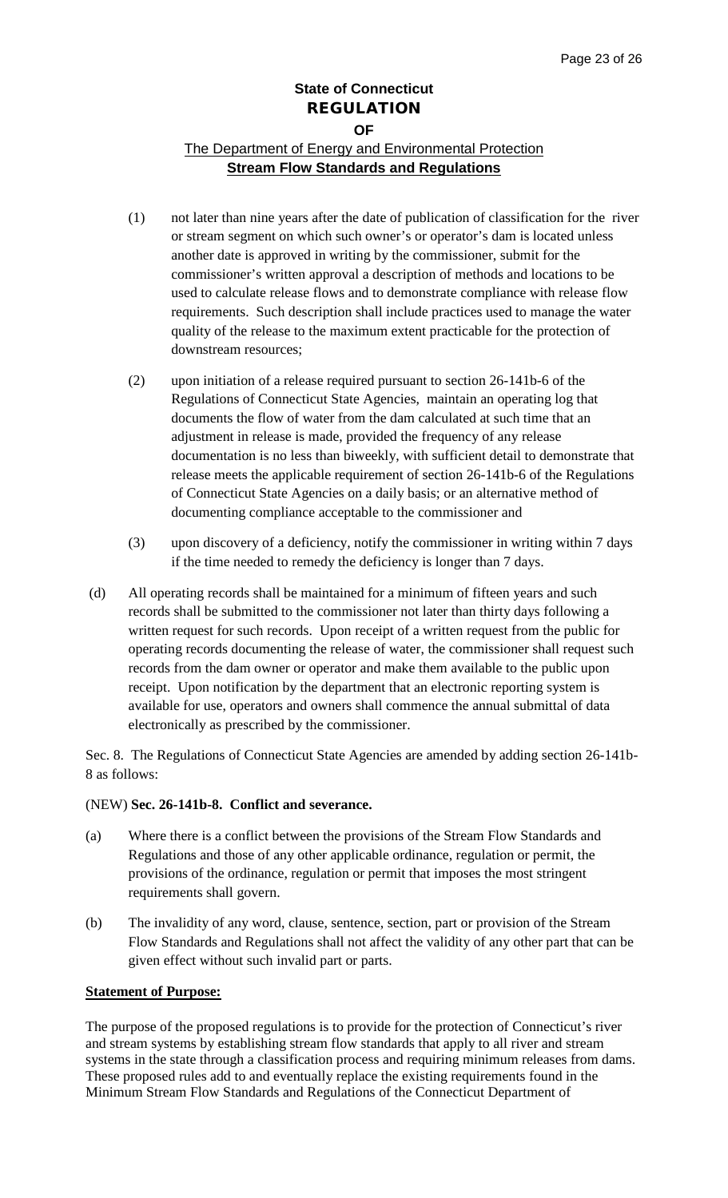(1) not later than nine years after the date of publication of classification for the river or stream segment on which such owner's or operator's dam is located unless another date is approved in writing by the commissioner, submit for the commissioner's written approval a description of methods and locations to be used to calculate release flows and to demonstrate compliance with release flow requirements. Such description shall include practices used to manage the water quality of the release to the maximum extent practicable for the protection of downstream resources;

(2) upon initiation of a release required pursuant to section 26-141b-6 of the Regulations of Connecticut State Agencies, maintain an operating log that documents the flow of water from the dam calculated at such time that an adjustment in release is made, provided the frequency of any release documentation is no less than biweekly, with sufficient detail to demonstrate that release meets the applicable requirement of section 26-141b-6 of the Regulations of Connecticut State Agencies on a daily basis; or an alternative method of documenting compliance acceptable to the commissioner and

(3) upon discovery of a deficiency, notify the commissioner in writing within 7 days if the time needed to remedy the deficiency is longer than 7 days.

(d) All operating records shall be maintained for a minimum of fifteen years and such records shall be submitted to the commissioner not later than thirty days following a written request for such records. Upon receipt of a written request from the public for operating records documenting the release of water, the commissioner shall request such records from the dam owner or operator and make them available to the public upon receipt. Upon notification by the department that an electronic reporting system is available for use, operators and owners shall commence the annual submittal of data electronically as prescribed by the commissioner.

Sec. 8. The Regulations of Connecticut State Agencies are amended by adding section 26-141b-8 as follows:

(NEW) **Sec. 26-141b-8. Conflict and severance.**

(a) Where there is a conflict between the provisions of the Stream Flow Standards and Regulations and those of any other applicable ordinance, regulation or permit, the provisions of the ordinance, regulation or permit that imposes the most stringent requirements shall govern.

(b) The invalidity of any word, clause, sentence, section, part or provision of the Stream Flow Standards and Regulations shall not affect the validity of any other part that can be given effect without such invalid part or parts.

**Statement of Purpose:**

The purpose of the proposed regulations is to provide for the protection of Connecticut's river and stream systems by establishing stream flow standards that apply to all river and stream systems in the state through a classification process and requiring minimum releases from dams. These proposed rules add to and eventually replace the existing requirements found in the Minimum Stream Flow Standards and Regulations of the Connecticut Department of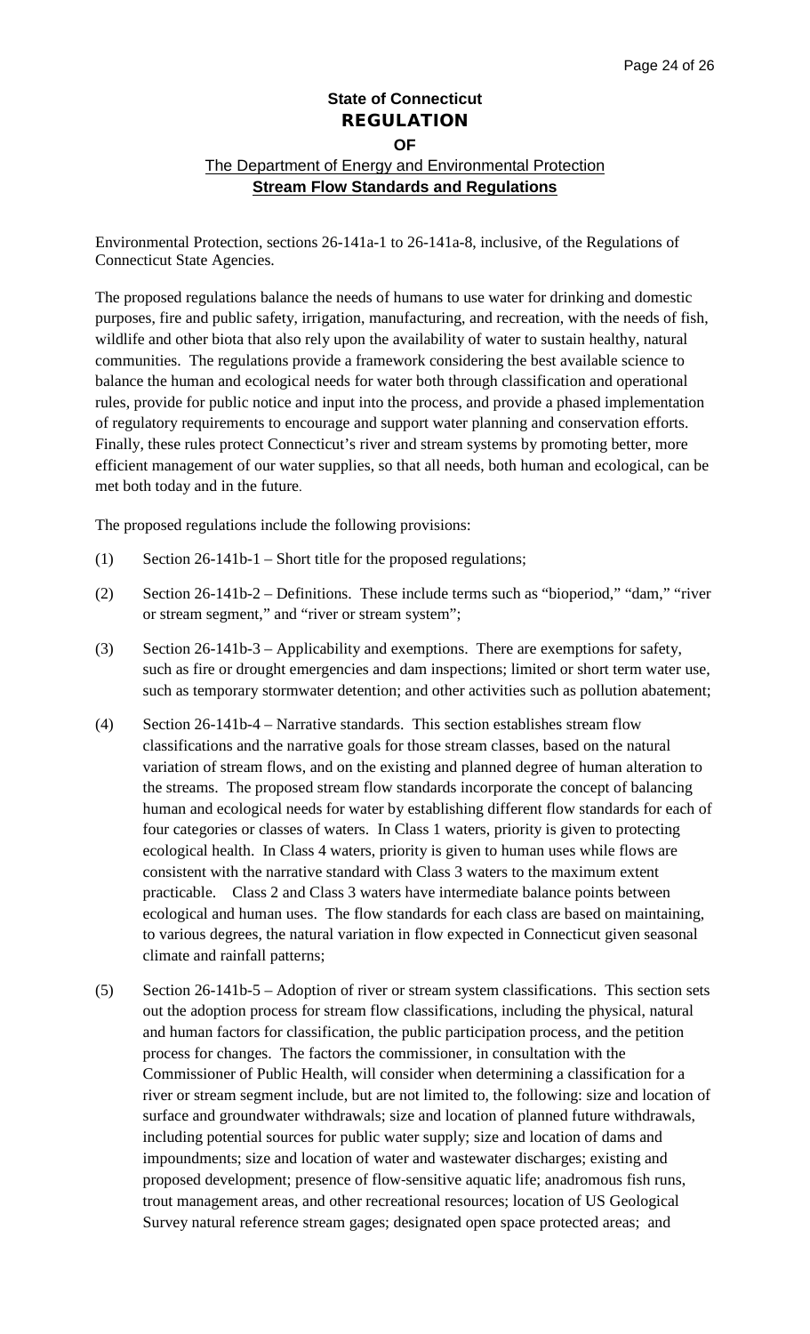**State of Connecticut**
**REGULATION**
**OF**
The Department of Energy and Environmental Protection
**Stream Flow Standards and Regulations**

Environmental Protection, sections 26-141a-1 to 26-141a-8, inclusive, of the Regulations of Connecticut State Agencies.

The proposed regulations balance the needs of humans to use water for drinking and domestic purposes, fire and public safety, irrigation, manufacturing, and recreation, with the needs of fish, wildlife and other biota that also rely upon the availability of water to sustain healthy, natural communities. The regulations provide a framework considering the best available science to balance the human and ecological needs for water both through classification and operational rules, provide for public notice and input into the process, and provide a phased implementation of regulatory requirements to encourage and support water planning and conservation efforts. Finally, these rules protect Connecticut's river and stream systems by promoting better, more efficient management of our water supplies, so that all needs, both human and ecological, can be met both today and in the future.

The proposed regulations include the following provisions:

(1) Section 26-141b-1 – Short title for the proposed regulations;

(2) Section 26-141b-2 – Definitions. These include terms such as "bioperiod," "dam," "river or stream segment," and "river or stream system";

(3) Section 26-141b-3 – Applicability and exemptions. There are exemptions for safety, such as fire or drought emergencies and dam inspections; limited or short term water use, such as temporary stormwater detention; and other activities such as pollution abatement;

(4) Section 26-141b-4 – Narrative standards. This section establishes stream flow classifications and the narrative goals for those stream classes, based on the natural variation of stream flows, and on the existing and planned degree of human alteration to the streams. The proposed stream flow standards incorporate the concept of balancing human and ecological needs for water by establishing different flow standards for each of four categories or classes of waters. In Class 1 waters, priority is given to protecting ecological health. In Class 4 waters, priority is given to human uses while flows are consistent with the narrative standard with Class 3 waters to the maximum extent practicable. Class 2 and Class 3 waters have intermediate balance points between ecological and human uses. The flow standards for each class are based on maintaining, to various degrees, the natural variation in flow expected in Connecticut given seasonal climate and rainfall patterns;

(5) Section 26-141b-5 – Adoption of river or stream system classifications. This section sets out the adoption process for stream flow classifications, including the physical, natural and human factors for classification, the public participation process, and the petition process for changes. The factors the commissioner, in consultation with the Commissioner of Public Health, will consider when determining a classification for a river or stream segment include, but are not limited to, the following: size and location of surface and groundwater withdrawals; size and location of planned future withdrawals, including potential sources for public water supply; size and location of dams and impoundments; size and location of water and wastewater discharges; existing and proposed development; presence of flow-sensitive aquatic life; anadromous fish runs, trout management areas, and other recreational resources; location of US Geological Survey natural reference stream gages; designated open space protected areas; and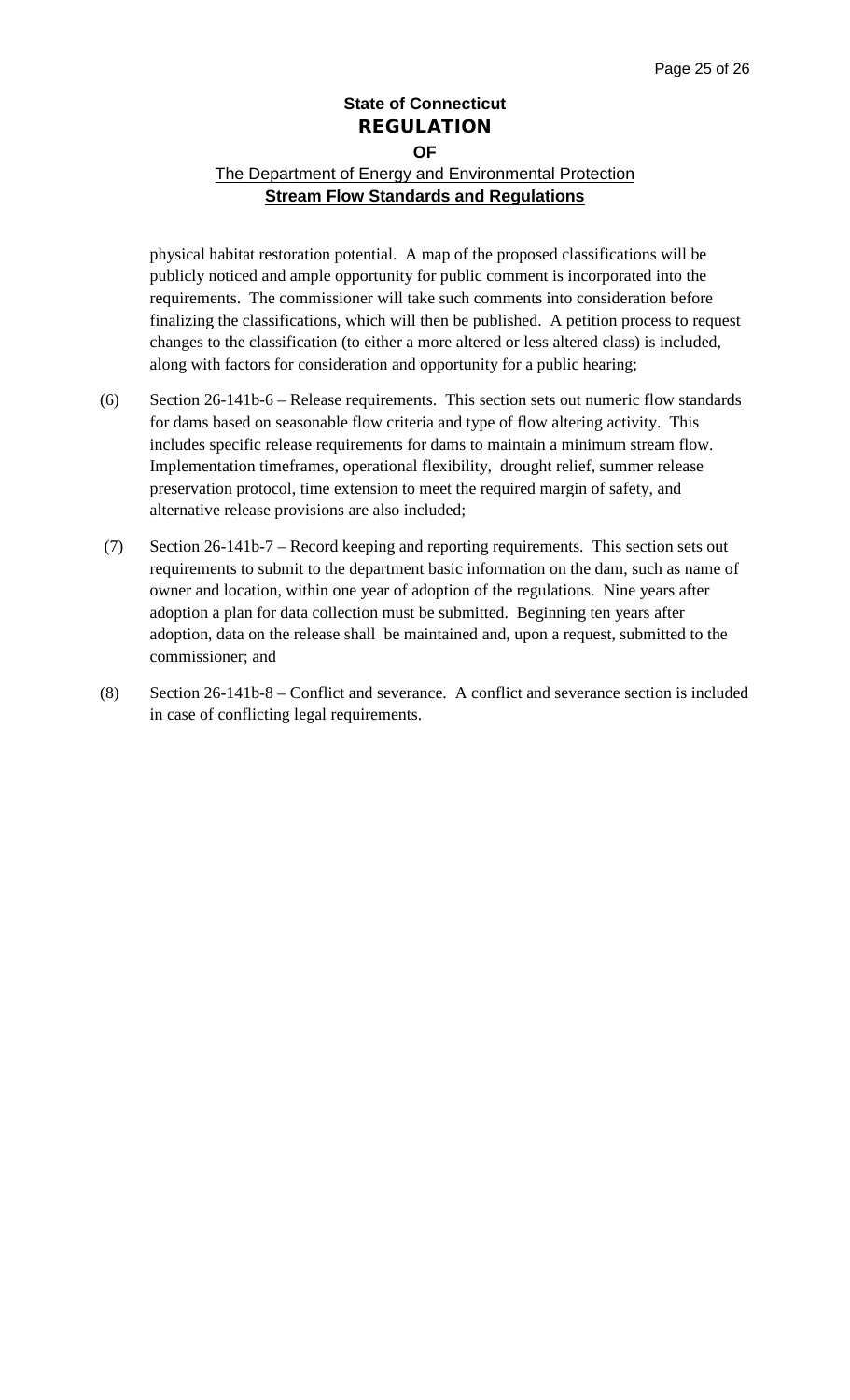physical habitat restoration potential. A map of the proposed classifications will be publicly noticed and ample opportunity for public comment is incorporated into the requirements. The commissioner will take such comments into consideration before finalizing the classifications, which will then be published. A petition process to request changes to the classification (to either a more altered or less altered class) is included, along with factors for consideration and opportunity for a public hearing;

(6) Section 26-141b-6 – Release requirements. This section sets out numeric flow standards for dams based on seasonable flow criteria and type of flow altering activity. This includes specific release requirements for dams to maintain a minimum stream flow. Implementation timeframes, operational flexibility, drought relief, summer release preservation protocol, time extension to meet the required margin of safety, and alternative release provisions are also included;

(7) Section 26-141b-7 – Record keeping and reporting requirements. This section sets out requirements to submit to the department basic information on the dam, such as name of owner and location, within one year of adoption of the regulations. Nine years after adoption a plan for data collection must be submitted. Beginning ten years after adoption, data on the release shall be maintained and, upon a request, submitted to the commissioner; and

(8) Section 26-141b-8 – Conflict and severance. A conflict and severance section is included in case of conflicting legal requirements.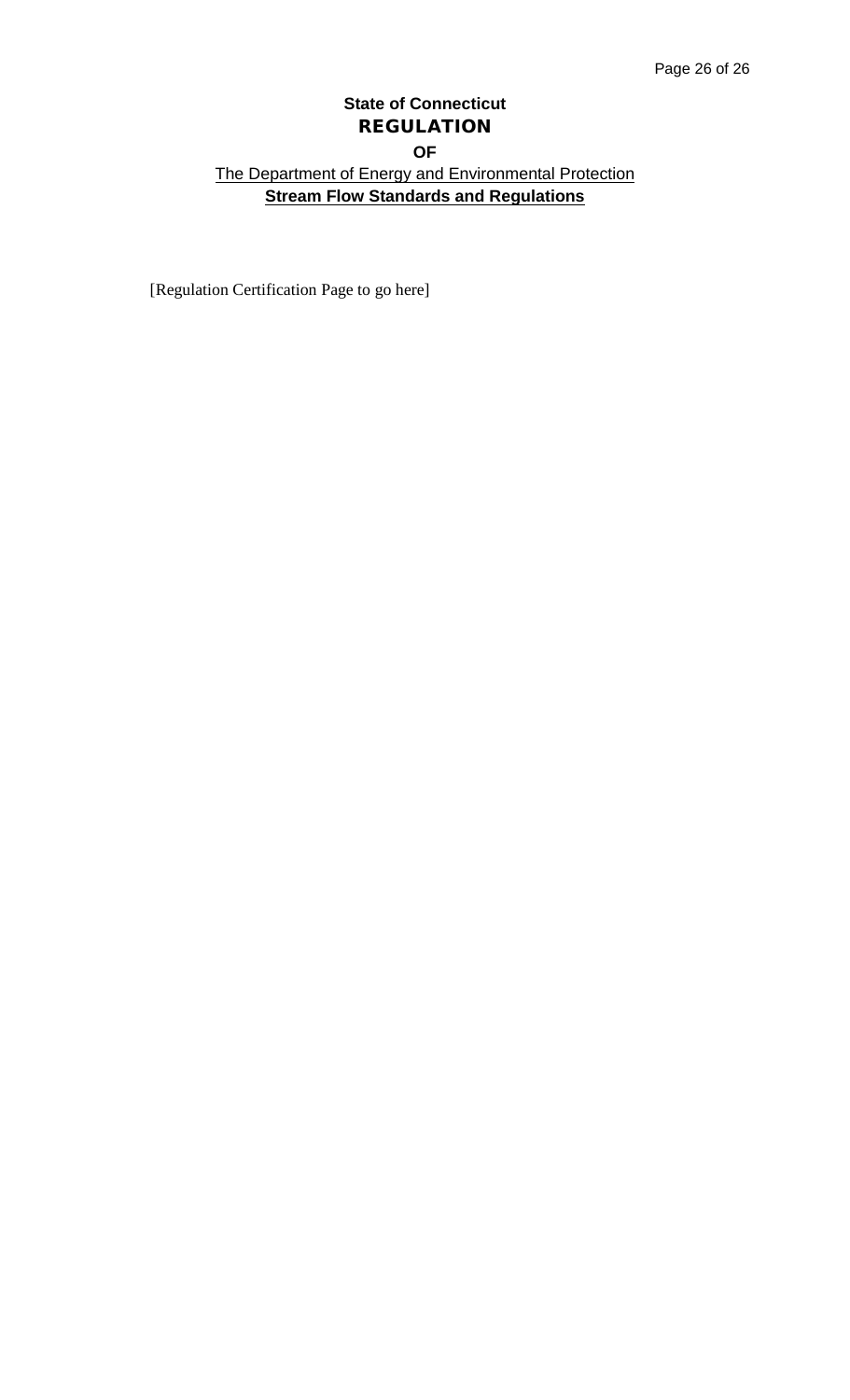**State of Connecticut**
**REGULATION**
**OF**
The Department of Energy and Environmental Protection
**Stream Flow Standards and Regulations**

[Regulation Certification Page to go here]